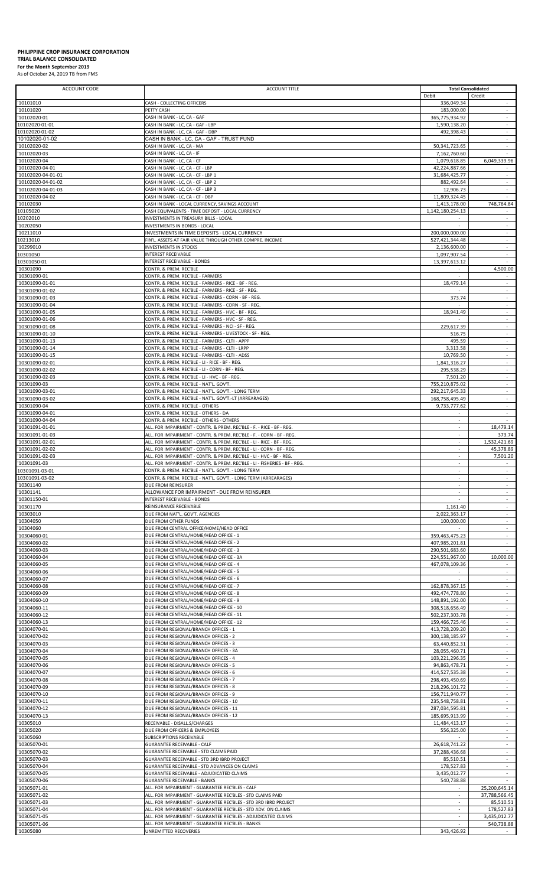**PHILIPPINE CROP INSURANCE CORPORATION**
**TRIAL BALANCE CONSOLIDATED**
**For the Month September 2019**
As of October 24, 2019 TB from FMS

| ACCOUNT CODE | ACCOUNT TITLE | Total Consolidated | |
|---|---|---|---|
| | | Debit | Credit |
| '10101010 | CASH - COLLECTING OFFICERS | 336,049.34 | - |
| '10101020 | PETTY CASH | 183,000.00 | - |
| '10102020-01 | CASH IN BANK - LC, CA - GAF | 365,775,934.92 | - |
| 10102020-01-01 | CASH IN BANK - LC, CA - GAF - LBP | 1,590,138.20 | - |
| 10102020-01-02 | CASH IN BANK - LC, CA - GAF - DBP | 492,398.43 | - |
| 10102020-01-02 | CASH IN BANK - LC, CA - GAF - TRUST FUND | - | - |
| '10102020-02 | CASH IN BANK - LC, CA - MA | 50,341,723.65 | - |
| '10102020-03 | CASH IN BANK - LC, CA - IF | 7,162,760.60 | - |
| '10102020-04 | CASH IN BANK - LC, CA - CF | 1,079,618.85 | 6,049,339.96 |
| '10102020-04-01 | CASH IN BANK - LC, CA - CF - LBP | 42,224,887.66 | - |
| '10102020-04-01-01 | CASH IN BANK - LC, CA - CF - LBP 1 | 31,684,425.77 | - |
| '10102020-04-01-02 | CASH IN BANK - LC, CA - CF - LBP 2 | 882,492.64 | - |
| '10102020-04-01-03 | CASH IN BANK - LC, CA - CF - LBP 3 | 12,906.73 | - |
| '10102020-04-02 | CASH IN BANK - LC, CA - CF - DBP | 11,809,324.45 | - |
| '10102030 | CASH IN BANK - LOCAL CURRENCY, SAVINGS ACCOUNT | 1,413,178.00 | 748,764.84 |
| 10105020 | CASH EQUIVALENTS - TIME DEPOSIT - LOCAL CURRENCY | 1,142,180,254.13 | - |
| 10202010 | INVESTMENTS IN TREASURY BILLS - LOCAL | - | - |
| '10202050 | INVESTMENTS IN BONDS - LOCAL | - | - |
| '10211010 | INVESTMENTS IN TIME DEPOSITS - LOCAL CURRENCY | 200,000,000.00 | - |
| 10213010 | FIN'L. ASSETS AT FAIR VALUE THROUGH OTHER COMPRE. INCOME | 527,421,344.48 | - |
| '10299010 | INVESTMENTS IN STOCKS | 2,136,600.00 | - |
| 10301050 | INTEREST RECEIVABLE | 1,097,907.54 | - |
| 10301050-01 | INTEREST RECEIVABLE - BONDS | 13,397,613.12 | - |
| '10301090 | CONTR. & PREM. REC'BLE | - | 4,500.00 |
| '10301090-01 | CONTR. & PREM. REC'BLE - FARMERS | - | - |
| '10301090-01-01 | CONTR. & PREM. REC'BLE - FARMERS - RICE - BF - REG. | 18,479.14 | - |
| '10301090-01-02 | CONTR. & PREM. REC'BLE - FARMERS - RICE - SF - REG. | - | - |
| '10301090-01-03 | CONTR. & PREM. REC'BLE - FARMERS - CORN - BF - REG. | 373.74 | - |
| '10301090-01-04 | CONTR. & PREM. REC'BLE - FARMERS - CORN - SF - REG. | - | - |
| '10301090-01-05 | CONTR. & PREM. REC'BLE - FARMERS - HVC - BF - REG. | 18,941.49 | - |
| '10301090-01-06 | CONTR. & PREM. REC'BLE - FARMERS - HVC - SF - REG. | - | - |
| '10301090-01-08 | CONTR. & PREM. REC'BLE - FARMERS - NCI - SF - REG. | 229,617.39 | - |
| '10301090-01-10 | CONTR. & PREM. REC'BLE - FARMERS - LIVESTOCK - SF - REG. | 516.75 | - |
| '10301090-01-13 | CONTR. & PREM. REC'BLE - FARMERS - CLTI - APPP | 495.59 | - |
| '10301090-01-14 | CONTR. & PREM. REC'BLE - FARMERS - CLTI - LRPP | 3,313.58 | - |
| '10301090-01-15 | CONTR. & PREM. REC'BLE - FARMERS - CLTI - ADSS | 10,769.50 | - |
| '10301090-02-01 | CONTR. & PREM. REC'BLE - LI - RICE - BF - REG. | 1,841,316.27 | - |
| '10301090-02-02 | CONTR. & PREM. REC'BLE - LI - CORN - BF - REG. | 295,538.29 | - |
| '10301090-02-03 | CONTR. & PREM. REC'BLE - LI - HVC - BF - REG. | 7,501.20 | - |
| '10301090-03 | CONTR. & PREM. REC'BLE - NAT'L. GOV'T. | 755,210,875.02 | - |
| '10301090-03-01 | CONTR. & PREM. REC'BLE - NAT'L. GOV'T. - LONG TERM | 292,217,645.33 | - |
| '10301090-03-02 | CONTR. & PREM. REC'BLE - NAT'L. GOV'T.-LT (ARREARAGES) | 168,758,495.49 | - |
| '10301090-04 | CONTR. & PREM. REC'BLE - OTHERS | 9,733,777.62 | - |
| '10301090-04-01 | CONTR. & PREM. REC'BLE - OTHERS - DA | - | - |
| '10301090-04-04 | CONTR. & PREM. REC'BLE - OTHERS - OTHERS | - | - |
| '10301091-01-01 | ALL. FOR IMPAIRMENT - CONTR. & PREM. REC'BLE - F. - RICE - BF - REG. | - | 18,479.14 |
| '10301091-01-03 | ALL. FOR IMPAIRMENT - CONTR. & PREM. REC'BLE - F. - CORN - BF - REG. | - | 373.74 |
| '10301091-02-01 | ALL. FOR IMPAIRMENT - CONTR. & PREM. REC'BLE - LI - RICE - BF - REG. | - | 1,532,421.69 |
| '10301091-02-02 | ALL. FOR IMPAIRMENT - CONTR. & PREM. REC'BLE - LI - CORN - BF - REG. | - | 45,378.89 |
| '10301091-02-03 | ALL. FOR IMPAIRMENT - CONTR. & PREM. REC'BLE - LI - HVC - BF - REG. | - | 7,501.20 |
| '10301091-03 | ALL. FOR IMPAIRMENT - CONTR. & PREM. REC'BLE - LI - FISHERIES - BF - REG. | - | - |
| 10301091-03-01 | CONTR. & PREM. REC'BLE - NAT'L. GOV'T. - LONG TERM | - | - |
| 10301091-03-02 | CONTR. & PREM. REC'BLE - NAT'L. GOV'T. - LONG TERM (ARREARAGES) | - | - |
| '10301140 | DUE FROM REINSURER | - | - |
| '10301141 | ALLOWANCE FOR IMPAIRMENT - DUE FROM REINSURER | - | - |
| '10301150-01 | INTEREST RECEIVABLE - BONDS | - | - |
| '10301170 | REINSURANCE RECEIVABLE | 1,161.40 | - |
| '10303010 | DUE FROM NAT'L. GOV'T. AGENCIES | 2,022,363.17 | - |
| '10304050 | DUE FROM OTHER FUNDS | 100,000.00 | - |
| '10304060 | DUE FROM CENTRAL OFFICE/HOME/HEAD OFFICE | - | - |
| '10304060-01 | DUE FROM CENTRAL/HOME/HEAD OFFICE - 1 | 359,463,475.23 | - |
| '10304060-02 | DUE FROM CENTRAL/HOME/HEAD OFFICE - 2 | 407,985,201.81 | - |
| '10304060-03 | DUE FROM CENTRAL/HOME/HEAD OFFICE - 3 | 290,501,683.60 | - |
| '10304060-04 | DUE FROM CENTRAL/HOME/HEAD OFFICE - 3A | 224,551,967.00 | 10,000.00 |
| '10304060-05 | DUE FROM CENTRAL/HOME/HEAD OFFICE - 4 | 467,078,109.36 | - |
| '10304060-06 | DUE FROM CENTRAL/HOME/HEAD OFFICE - 5 | - | - |
| '10304060-07 | DUE FROM CENTRAL/HOME/HEAD OFFICE - 6 | - | - |
| '10304060-08 | DUE FROM CENTRAL/HOME/HEAD OFFICE - 7 | 162,878,367.15 | - |
| '10304060-09 | DUE FROM CENTRAL/HOME/HEAD OFFICE - 8 | 492,474,778.80 | - |
| '10304060-10 | DUE FROM CENTRAL/HOME/HEAD OFFICE - 9 | 148,891,192.00 | - |
| '10304060-11 | DUE FROM CENTRAL/HOME/HEAD OFFICE - 10 | 308,518,656.49 | - |
| '10304060-12 | DUE FROM CENTRAL/HOME/HEAD OFFICE - 11 | 502,237,303.78 | - |
| '10304060-13 | DUE FROM CENTRAL/HOME/HEAD OFFICE - 12 | 159,466,725.46 | - |
| '10304070-01 | DUE FROM REGIONAL/BRANCH OFFICES - 1 | 413,728,209.20 | - |
| '10304070-02 | DUE FROM REGIONAL/BRANCH OFFICES - 2 | 300,138,185.97 | - |
| '10304070-03 | DUE FROM REGIONAL/BRANCH OFFICES - 3 | 63,440,852.31 | - |
| '10304070-04 | DUE FROM REGIONAL/BRANCH OFFICES - 3A | 28,055,460.71 | - |
| '10304070-05 | DUE FROM REGIONAL/BRANCH OFFICES - 4 | 103,221,296.35 | - |
| '10304070-06 | DUE FROM REGIONAL/BRANCH OFFICES - 5 | 94,863,478.71 | - |
| '10304070-07 | DUE FROM REGIONAL/BRANCH OFFICES - 6 | 414,527,535.38 | - |
| '10304070-08 | DUE FROM REGIONAL/BRANCH OFFICES - 7 | 298,493,450.69 | - |
| '10304070-09 | DUE FROM REGIONAL/BRANCH OFFICES - 8 | 218,296,101.72 | - |
| '10304070-10 | DUE FROM REGIONAL/BRANCH OFFICES - 9 | 156,711,940.77 | - |
| '10304070-11 | DUE FROM REGIONAL/BRANCH OFFICES - 10 | 235,548,758.81 | - |
| '10304070-12 | DUE FROM REGIONAL/BRANCH OFFICES - 11 | 287,034,595.81 | - |
| '10304070-13 | DUE FROM REGIONAL/BRANCH OFFICES - 12 | 185,695,913.99 | - |
| '10305010 | RECEIVABLE - DISALL.S/CHARGES | 11,484,413.17 | - |
| '10305020 | DUE FROM OFFICERS & EMPLOYEES | 556,325.00 | - |
| '10305060 | SUBSCRIPTIONS RECEIVABLE | - | - |
| '10305070-01 | GUARANTEE RECEIVABLE - CALF | 26,618,741.22 | - |
| '10305070-02 | GUARANTEE RECEIVABLE - STD CLAIMS PAID | 37,288,436.68 | - |
| '10305070-03 | GUARANTEE RECEIVABLE - STD 3RD IBRD PROJECT | 85,510.51 | - |
| '10305070-04 | GUARANTEE RECEIVABLE - STD ADVANCES ON CLAIMS | 178,527.83 | - |
| '10305070-05 | GUARANTEE RECEIVABLE - ADJUDICATED CLAIMS | 3,435,012.77 | - |
| '10305070-06 | GUARANTEE RECEIVABLE - BANKS | 540,738.88 | - |
| '10305071-01 | ALL. FOR IMPAIRMENT - GUARANTEE REC'BLES - CALF | - | 25,200,645.14 |
| '10305071-02 | ALL. FOR IMPAIRMENT - GUARANTEE REC'BLES - STD CLAIMS PAID | - | 37,788,566.45 |
| '10305071-03 | ALL. FOR IMPAIRMENT - GUARANTEE REC'BLES - STD 3RD IBRD PROJECT | - | 85,510.51 |
| '10305071-04 | ALL. FOR IMPAIRMENT - GUARANTEE REC'BLES - STD ADV. ON CLAIMS | - | 178,527.83 |
| '10305071-05 | ALL. FOR IMPAIRMENT - GUARANTEE REC'BLES - ADJUDICATED CLAIMS | - | 3,435,012.77 |
| '10305071-06 | ALL. FOR IMPAIRMENT - GUARANTEE REC'BLES - BANKS | - | 540,738.88 |
| '10305080 | UNREMITTED RECOVERIES | 343,426.92 | - |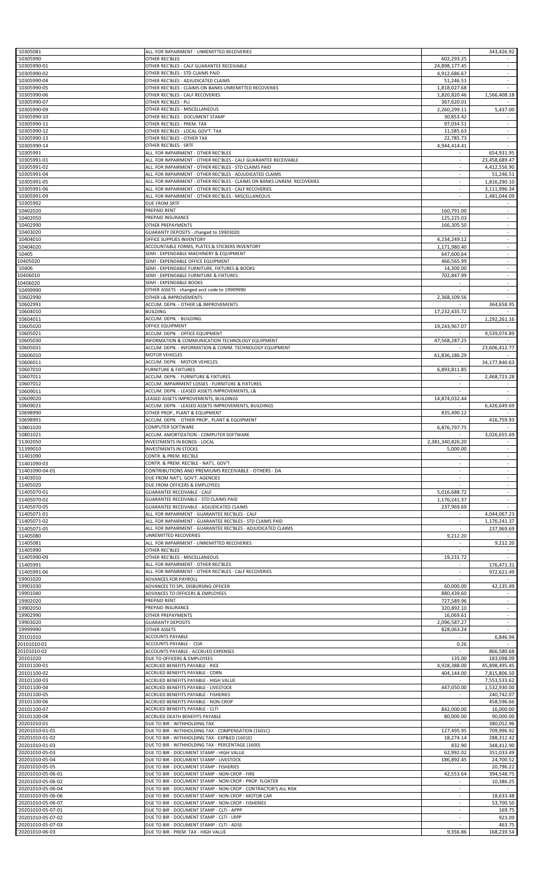| | | | |
|---|---|---|---|
| '10305081 | ALL. FOR IMPAIRMENT - UNREMITTED RECOVERIES | - | 343,426.92 |
| '10305990 | OTHER REC'BLES | 602,293.25 | - |
| '10305990-01 | OTHER REC'BLES - CALF GUARANTEE RECEIVABLE | 24,898,177.45 | - |
| '10305990-02 | OTHER REC'BLES - STD CLAIMS PAID | 4,912,686.67 | - |
| '10305990-04 | OTHER REC'BLES - ADJUDICATED CLAIMS | 51,246.51 | - |
| '10305990-05 | OTHER REC'BLES - CLAIMS ON BANKS UNREMITTED RECOVERIES | 1,818,027.68 | - |
| '10305990-06 | OTHER REC'BLES - CALF RECOVERIES | 1,820,820.46 | 1,566,408.18 |
| '10305990-07 | OTHER REC'BLES - PLI | 367,620.01 | - |
| '10305990-09 | OTHER REC'BLES - MISCELLANEOUS | 2,260,299.11 | 5,437.00 |
| '10305990-10 | OTHER REC'BLES - DOCUMENT STAMP | 30,853.42 | - |
| '10305990-11 | OTHER REC'BLES - PREM. TAX | 97,034.51 | - |
| '10305990-12 | OTHER REC'BLES - LOCAL GOV'T. TAX | 11,585.63 | - |
| '10305990-13 | OTHER REC'BLES - OTHER TAX | 22,785.73 | - |
| '10305990-14 | OTHER REC'BLES - SRTF | 4,944,414.41 | - |
| '10305991 | ALL. FOR IMPAIRMENT - OTHER REC'BLES | - | 654,931.95 |
| '10305991-01 | ALL. FOR IMPAIRMENT - OTHER REC'BLES - CALF GUARANTEE RECEIVABLE | - | 23,458,689.47 |
| '10305991-02 | ALL. FOR IMPAIRMENT - OTHER REC'BLES - STD CLAIMS PAID | - | 4,412,556.90 |
| '10305991-04 | ALL. FOR IMPAIRMENT - OTHER REC'BLES - ADJUDICATED CLAIMS | - | 51,246.51 |
| '10305991-05 | ALL. FOR IMPAIRMENT - OTHER REC'BLES - CLAIMS ON BANKS UNREM. RECOVERIES | - | 1,816,290.10 |
| '10305991-06 | ALL. FOR IMPAIRMENT - OTHER REC'BLES - CALF RECOVERIES | - | 3,111,996.34 |
| '10305991-09 | ALL. FOR IMPAIRMENT - OTHER REC'BLES - MISCELLANEOUS | - | 1,481,044.09 |
| '10305992 | DUE FROM SRTF | - | - |
| '10402020 | PREPAID RENT | 160,791.00 | - |
| '10402050 | PREPAID INSURANCE | 125,225.03 | - |
| '10402990 | OTHER PREPAYMENTS | 166,305.50 | - |
| '10403020 | GUARANTY DEPOSITS - changed to 19903020 | - | - |
| '10404010 | OFFICE SUPPLIES INVENTORY | 4,234,249.12 | - |
| '10404020 | ACCOUNTABLE FORMS, PLATES & STICKERS INVENTORY | 1,171,980.40 | - |
| '10405 | SEMI - EXPENDABLE MACHINERY & EQUIPMENT | 647,600.64 | - |
| 10405020 | SEMI - EXPENDABLE OFFICE EQUIPMENT | 466,565.99 | - |
| '10406 | SEMI - EXPENDABLE FURNITURE, FIXTURES & BOOKS | 14,300.00 | - |
| 10406010 | SEMI - EXPENDABLE FURNITURE & FIXTURES | 702,847.99 | - |
| 10406020 | SEMI - EXPENDABLE BOOKS | - | - |
| '10499990 | OTHER ASSETS - changed acct code to 19909990 | - | - |
| '10602990 | OTHER L& IMPROVEMENTS | 2,368,109.56 | - |
| '10602991 | ACCUM. DEPN. - OTHER L& IMPROVEMENTS | - | 364,658.95 |
| '10604010 | BUILDING | 17,232,435.72 | - |
| '10604011 | ACCUM. DEPN. - BUILDING | - | 1,292,261.16 |
| '10605020 | OFFICE EQUIPMENT | 19,243,967.07 | - |
| '10605021 | ACCUM. DEPN. - OFFICE EQUIPMENT | - | 9,539,074.89 |
| '10605030 | INFORMATION & COMMUNICATION TECHNOLOGY EQUIPMENT | 47,568,287.25 | - |
| '10605031 | ACCUM. DEPN. - INFORMATION & COMM. TECHNOLOGY EQUIPMENT | - | 23,606,412.77 |
| '10606010 | MOTOR VEHICLES | 61,836,186.29 | - |
| '10606011 | ACCUM. DEPN. - MOTOR VEHICLES | - | 34,177,840.63 |
| '10607010 | FURNITURE & FIXTURES | 6,893,811.85 | - |
| '10607011 | ACCUM. DEPN. - FURNITURE & FIXTURES | - | 2,468,723.28 |
| '10607012 | ACCUM. IMPAIRMENT LOSSES - FURNITURE & FIXTURES | - | - |
| '10609011 | ACCUM. DEPN. - LEASED ASSETS IMPROVEMENTS, L& | - | - |
| '10609020 | LEASED ASSETS IMPROVEMENTS, BUILDINGS | 14,874,032.44 | - |
| '10609021 | ACCUM. DEPN. - LEASED ASSETS IMPROVEMENTS, BUILDINGS | - | 6,426,649.69 |
| '10698990 | OTHER PROP., PLANT & EQUIPMENT | 835,490.12 | - |
| '10698991 | ACCUM. DEPN. - OTHER PROP., PLANT & EQUIPMENT | - | 416,759.93 |
| '10801020 | COMPUTER SOFTWARE | 6,876,797.75 | - |
| '10801021 | ACCUM. AMORTIZATION - COMPUTER SOFTWARE | - | 3,026,655.69 |
| '11302050 | INVESTMENTS IN BONDS - LOCAL | 2,381,340,826.20 | - |
| '11399010 | INVESTMENTS IN STOCKS | 5,000.00 | - |
| '11401090 | CONTR. & PREM. REC'BLE | - | - |
| '11401090-03 | CONTR. & PREM. REC'BLE - NAT'L. GOV'T. | - | - |
| '11401090-04-01 | CONTRIBUTIONS AND PREMIUMS RECEIVABLE - OTHERS - DA | - | - |
| '11403010 | DUE FROM NAT'L. GOV'T. AGENCIES | - | - |
| '11405020 | DUE FROM OFFICERS & EMPLOYEES | - | - |
| '11405070-01 | GUARANTEE RECEIVABLE - CALF | 5,016,688.72 | - |
| '11405070-02 | GUARANTEE RECEIVABLE - STD CLAIMS PAID | 1,176,241.37 | - |
| '11405070-05 | GUARANTEE RECEIVABLE - ADJUDICATED CLAIMS | 237,969.69 | - |
| '11405071-01 | ALL. FOR IMPAIRMENT - GUARANTEE REC'BLES - CALF | - | 4,044,067.23 |
| '11405071-02 | ALL. FOR IMPAIRMENT - GUARANTEE REC'BLES - STD CLAIMS PAID | - | 1,176,241.37 |
| '11405071-05 | ALL. FOR IMPAIRMENT - GUARANTEE REC'BLES - ADJUDICATED CLAIMS | - | 237,969.69 |
| '11405080 | UNREMITTED RECOVERIES | 9,212.20 | - |
| '11405081 | ALL. FOR IMPAIRMENT - UNREMITTED RECOVERIES | - | 9,212.20 |
| '11405990 | OTHER REC'BLES | - | - |
| '11405990-09 | OTHER REC'BLES - MISCELLANEOUS | 19,231.72 | - |
| '11405991 | ALL. FOR IMPAIRMENT - OTHER REC'BLES | - | 176,471.31 |
| '11405991-06 | ALL. FOR IMPAIRMENT - OTHER REC'BLES - CALF RECOVERIES | - | 972,621.49 |
| '19901020 | ADVANCES FOR PAYROLL | - | - |
| '19901030 | ADVANCES TO SPL. DISBURSING OFFICER | 60,000.00 | 42,135.49 |
| '19901040 | ADVANCES TO OFFICERS & EMPLOYEES | 880,439.60 | - |
| '19902020 | PREPAID RENT | 727,589.96 | - |
| '19902050 | PREPAID INSURANCE | 320,892.10 | - |
| '19902990 | OTHER PREPAYMENTS | 16,069.61 | - |
| '19903020 | GUARANTY DEPOSITS | 2,096,587.27 | - |
| '19999990 | OTHER ASSETS | 828,063.24 | - |
| '20101010 | ACCOUNTS PAYABLE | - | 6,846.94 |
| 20101010-01 | ACCOUNTS PAYABLE - COA | 0.26 | - |
| 20101010-02 | ACCOUNTS PAYABLE - ACCRUED EXPENSES | - | 866,580.68 |
| '20101020 | DUE TO OFFICERS & EMPLOYEES | 135.00 | 183,098.09 |
| '20101100-01 | ACCRUED BENEFITS PAYABLE - RICE | 4,928,388.00 | 45,898,495.45 |
| '20101100-02 | ACCRUED BENEFITS PAYABLE - CORN | 404,144.00 | 7,815,806.50 |
| '20101100-03 | ACCRUED BENEFITS PAYABLE - HIGH VALUE | - | 7,553,533.62 |
| '20101100-04 | ACCRUED BENEFITS PAYABLE - LIVESTOCK | 447,050.00 | 1,532,930.00 |
| '20101100-05 | ACCRUED BENEFITS PAYABLE - FISHERIES | - | 240,742.07 |
| '20101100-06 | ACCRUED BENEFITS PAYABLE - NON-CROP | - | 458,596.66 |
| '20101100-07 | ACCRUED BENEFITS PAYABLE - CLTI | 842,000.00 | 16,000.00 |
| '20101100-08 | ACCRUED DEATH BENEFITS PAYABLE | 80,000.00 | 90,000.00 |
| '20201010-01 | DUE TO BIR - WITHHOLDING TAX | - | 380,052.96 |
| '20201010-01-01 | DUE TO BIR - WITHHOLDING TAX - COMPENSATION (1601C) | 127,495.95 | 709,996.92 |
| '20201010-01-02 | DUE TO BIR - WITHHOLDING TAX - EXP&ED (1601E) | 18,274.14 | 288,312.42 |
| '20201010-01-03 | DUE TO BIR - WITHHOLDING TAX - PERCENTAGE (1600) | 832.90 | 348,412.90 |
| '20201010-05-03 | DUE TO BIR - DOCUMENT STAMP - HIGH VALUE | 62,992.02 | 351,033.49 |
| '20201010-05-04 | DUE TO BIR - DOCUMENT STAMP - LIVESTOCK | 186,892.45 | 24,700.52 |
| '20201010-05-05 | DUE TO BIR - DOCUMENT STAMP - FISHERIES | - | 20,796.22 |
| '20201010-05-06-01 | DUE TO BIR - DOCUMENT STAMP - NON-CROP - FIRE | 42,553.64 | 394,548.75 |
| '20201010-05-06-02 | DUE TO BIR - DOCUMENT STAMP - NON-CROP - PROP. FLOATER | - | 10,386.25 |
| '20201010-05-06-04 | DUE TO BIR - DOCUMENT STAMP - NON-CROP - CONTRACTOR'S ALL RISK | - | - |
| '20201010-05-06-06 | DUE TO BIR - DOCUMENT STAMP - NON-CROP - MOTOR CAR | - | 18,633.48 |
| '20201010-05-06-07 | DUE TO BIR - DOCUMENT STAMP - NON-CROP - FISHERIES | - | 53,700.50 |
| '20201010-05-07-01 | DUE TO BIR - DOCUMENT STAMP - CLTI - APPP | - | 169.75 |
| '20201010-05-07-02 | DUE TO BIR - DOCUMENT STAMP - CLTI - LRPP | - | 923.09 |
| '20201010-05-07-03 | DUE TO BIR - DOCUMENT STAMP - CLTI - ADSS | - | 463.75 |
| '20201010-06-03 | DUE TO BIR - PREM. TAX - HIGH VALUE | 9,356.86 | 168,239.54 |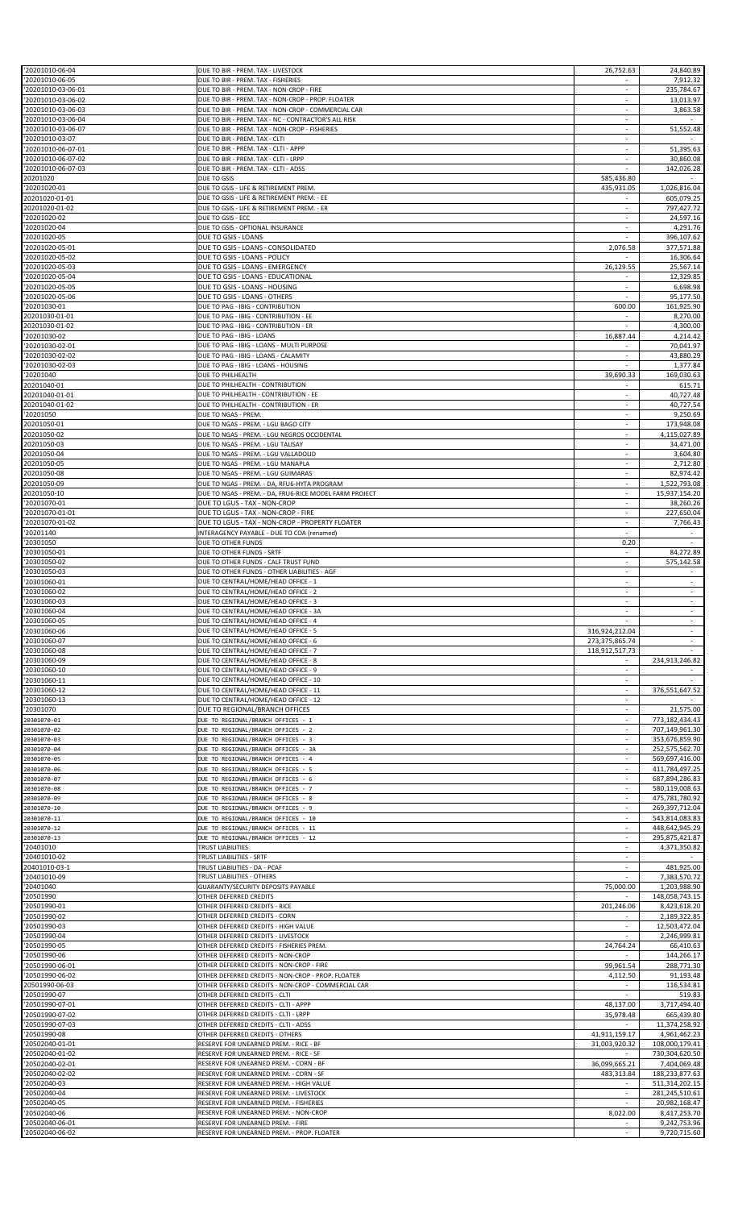| | | | |
|---|---|---|---|
| '20201010-06-04 | DUE TO BIR - PREM. TAX - LIVESTOCK | 26,752.63 | 24,840.89 |
| '20201010-06-05 | DUE TO BIR - PREM. TAX - FISHERIES | - | 7,912.32 |
| '20201010-03-06-01 | DUE TO BIR - PREM. TAX - NON-CROP - FIRE | - | 235,784.67 |
| '20201010-03-06-02 | DUE TO BIR - PREM. TAX - NON-CROP - PROP. FLOATER | - | 13,013.97 |
| '20201010-03-06-03 | DUE TO BIR - PREM. TAX - NON-CROP - COMMERCIAL CAR | - | 3,863.58 |
| '20201010-03-06-04 | DUE TO BIR - PREM. TAX - NC - CONTRACTOR'S ALL RISK | - | - |
| '20201010-03-06-07 | DUE TO BIR - PREM. TAX - NON-CROP - FISHERIES | - | 51,552.48 |
| '20201010-03-07 | DUE TO BIR - PREM. TAX - CLTI | - | - |
| '20201010-06-07-01 | DUE TO BIR - PREM. TAX - CLTI - APPP | - | 51,395.63 |
| '20201010-06-07-02 | DUE TO BIR - PREM. TAX - CLTI - LRPP | - | 30,860.08 |
| '20201010-06-07-03 | DUE TO BIR - PREM. TAX - CLTI - ADSS | - | 142,026.28 |
| 20201020 | DUE TO GSIS | 585,436.80 | - |
| '20201020-01 | DUE TO GSIS - LIFE & RETIREMENT PREM. | 435,931.05 | 1,026,816.04 |
| 20201020-01-01 | DUE TO GSIS - LIFE & RETIREMENT PREM. - EE | - | 605,079.25 |
| 20201020-01-02 | DUE TO GSIS - LIFE & RETIREMENT PREM. - ER | - | 797,427.72 |
| '20201020-02 | DUE TO GSIS - ECC | - | 24,597.16 |
| '20201020-04 | DUE TO GSIS - OPTIONAL INSURANCE | - | 4,291.76 |
| '20201020-05 | DUE TO GSIS - LOANS | - | 396,107.62 |
| '20201020-05-01 | DUE TO GSIS - LOANS - CONSOLIDATED | 2,076.58 | 377,571.88 |
| '20201020-05-02 | DUE TO GSIS - LOANS - POLICY | - | 16,306.64 |
| '20201020-05-03 | DUE TO GSIS - LOANS - EMERGENCY | 26,129.55 | 25,567.14 |
| '20201020-05-04 | DUE TO GSIS - LOANS - EDUCATIONAL | - | 12,329.85 |
| '20201020-05-05 | DUE TO GSIS - LOANS - HOUSING | - | 6,698.98 |
| '20201020-05-06 | DUE TO GSIS - LOANS - OTHERS | - | 95,177.50 |
| '20201030-01 | DUE TO PAG - IBIG - CONTRIBUTION | 600.00 | 161,925.90 |
| 20201030-01-01 | DUE TO PAG - IBIG - CONTRIBUTION - EE | - | 8,270.00 |
| 20201030-01-02 | DUE TO PAG - IBIG - CONTRIBUTION - ER | - | 4,300.00 |
| '20201030-02 | DUE TO PAG - IBIG - LOANS | 16,887.44 | 4,214.42 |
| '20201030-02-01 | DUE TO PAG - IBIG - LOANS - MULTI PURPOSE | - | 70,041.97 |
| '20201030-02-02 | DUE TO PAG - IBIG - LOANS - CALAMITY | - | 43,880.29 |
| '20201030-02-03 | DUE TO PAG - IBIG - LOANS - HOUSING | - | 1,377.84 |
| '20201040 | DUE TO PHILHEALTH | 39,690.33 | 169,030.63 |
| 20201040-01 | DUE TO PHILHEALTH - CONTRIBUTION | - | 615.71 |
| 20201040-01-01 | DUE TO PHILHEALTH - CONTRIBUTION - EE | - | 40,727.48 |
| 20201040-01-02 | DUE TO PHILHEALTH - CONTRIBUTION - ER | - | 40,727.54 |
| '20201050 | DUE TO NGAS - PREM. | - | 9,250.69 |
| 20201050-01 | DUE TO NGAS - PREM. - LGU BAGO CITY | - | 173,948.08 |
| 20201050-02 | DUE TO NGAS - PREM. - LGU NEGROS OCCIDENTAL | - | 4,115,027.89 |
| 20201050-03 | DUE TO NGAS - PREM. - LGU TALISAY | - | 34,471.00 |
| 20201050-04 | DUE TO NGAS - PREM. - LGU VALLADOLID | - | 3,604.80 |
| 20201050-05 | DUE TO NGAS - PREM. - LGU MANAPLA | - | 2,712.80 |
| 20201050-08 | DUE TO NGAS - PREM. - LGU GUIMARAS | - | 82,974.42 |
| 20201050-09 | DUE TO NGAS - PREM. - DA, RFU6-HYTA PROGRAM | - | 1,522,793.08 |
| 20201050-10 | DUE TO NGAS - PREM. - DA, FRU6-RICE MODEL FARM PROJECT | - | 15,937,154.20 |
| '20201070-01 | DUE TO LGUS - TAX - NON-CROP | - | 38,260.26 |
| '20201070-01-01 | DUE TO LGUS - TAX - NON-CROP - FIRE | - | 227,650.04 |
| '20201070-01-02 | DUE TO LGUS - TAX - NON-CROP - PROPERTY FLOATER | - | 7,766.43 |
| '20201140 | INTERAGENCY PAYABLE - DUE TO COA (renamed) | - | - |
| '20301050 | DUE TO OTHER FUNDS | 0.20 | - |
| '20301050-01 | DUE TO OTHER FUNDS - SRTF | - | 84,272.89 |
| '20301050-02 | DUE TO OTHER FUNDS - CALF TRUST FUND | - | 575,142.58 |
| '20301050-03 | DUE TO OTHER FUNDS - OTHER LIABILITIES - AGF | - | - |
| '20301060-01 | DUE TO CENTRAL/HOME/HEAD OFFICE - 1 | - | - |
| '20301060-02 | DUE TO CENTRAL/HOME/HEAD OFFICE - 2 | - | - |
| '20301060-03 | DUE TO CENTRAL/HOME/HEAD OFFICE - 3 | - | - |
| '20301060-04 | DUE TO CENTRAL/HOME/HEAD OFFICE - 3A | - | - |
| '20301060-05 | DUE TO CENTRAL/HOME/HEAD OFFICE - 4 | - | - |
| '20301060-06 | DUE TO CENTRAL/HOME/HEAD OFFICE - 5 | 316,924,212.04 | - |
| '20301060-07 | DUE TO CENTRAL/HOME/HEAD OFFICE - 6 | 273,375,865.74 | - |
| '20301060-08 | DUE TO CENTRAL/HOME/HEAD OFFICE - 7 | 118,912,517.73 | - |
| '20301060-09 | DUE TO CENTRAL/HOME/HEAD OFFICE - 8 | - | 234,913,246.82 |
| '20301060-10 | DUE TO CENTRAL/HOME/HEAD OFFICE - 9 | - | - |
| '20301060-11 | DUE TO CENTRAL/HOME/HEAD OFFICE - 10 | - | - |
| '20301060-12 | DUE TO CENTRAL/HOME/HEAD OFFICE - 11 | - | 376,551,647.52 |
| '20301060-13 | DUE TO CENTRAL/HOME/HEAD OFFICE - 12 | - | - |
| '20301070 | DUE TO REGIONAL/BRANCH OFFICES | - | 21,575.00 |
| 20301070-01 | DUE TO REGIONAL/BRANCH OFFICES - 1 | - | 773,182,434.43 |
| 20301070-02 | DUE TO REGIONAL/BRANCH OFFICES - 2 | - | 707,149,961.30 |
| 20301070-03 | DUE TO REGIONAL/BRANCH OFFICES - 3 | - | 353,676,859.90 |
| 20301070-04 | DUE TO REGIONAL/BRANCH OFFICES - 3A | - | 252,575,562.70 |
| 20301070-05 | DUE TO REGIONAL/BRANCH OFFICES - 4 | - | 569,697,416.00 |
| 20301070-06 | DUE TO REGIONAL/BRANCH OFFICES - 5 | - | 411,784,497.25 |
| 20301070-07 | DUE TO REGIONAL/BRANCH OFFICES - 6 | - | 687,894,286.83 |
| 20301070-08 | DUE TO REGIONAL/BRANCH OFFICES - 7 | - | 580,119,008.63 |
| 20301070-09 | DUE TO REGIONAL/BRANCH OFFICES - 8 | - | 475,781,780.92 |
| 20301070-10 | DUE TO REGIONAL/BRANCH OFFICES - 9 | - | 269,397,712.04 |
| 20301070-11 | DUE TO REGIONAL/BRANCH OFFICES - 10 | - | 543,814,083.83 |
| 20301070-12 | DUE TO REGIONAL/BRANCH OFFICES - 11 | - | 448,642,945.29 |
| 20301070-13 | DUE TO REGIONAL/BRANCH OFFICES - 12 | - | 295,875,421.87 |
| '20401010 | TRUST LIABILITIES | - | 4,371,350.82 |
| '20401010-02 | TRUST LIABILITIES - SRTF | - | - |
| 20401010-03-1 | TRUST LIABILITIES - DA - PCAF | - | 481,925.00 |
| '20401010-09 | TRUST LIABILITIES - OTHERS | - | 7,383,570.72 |
| '20401040 | GUARANTY/SECURITY DEPOSITS PAYABLE | 75,000.00 | 1,203,988.90 |
| '20501990 | OTHER DEFERRED CREDITS | - | 148,058,743.15 |
| '20501990-01 | OTHER DEFERRED CREDITS - RICE | 201,246.06 | 8,423,618.20 |
| '20501990-02 | OTHER DEFERRED CREDITS - CORN | - | 2,189,322.85 |
| '20501990-03 | OTHER DEFERRED CREDITS - HIGH VALUE | - | 12,503,472.04 |
| '20501990-04 | OTHER DEFERRED CREDITS - LIVESTOCK | - | 2,246,999.81 |
| '20501990-05 | OTHER DEFERRED CREDITS - FISHERIES PREM. | 24,764.24 | 66,410.63 |
| '20501990-06 | OTHER DEFERRED CREDITS - NON-CROP | - | 144,266.17 |
| '20501990-06-01 | OTHER DEFERRED CREDITS - NON-CROP - FIRE | 99,961.54 | 288,771.30 |
| '20501990-06-02 | OTHER DEFERRED CREDITS - NON-CROP - PROP. FLOATER | 4,112.50 | 91,193.48 |
| 20501990-06-03 | OTHER DEFERRED CREDITS - NON-CROP - COMMERCIAL CAR | - | 116,534.81 |
| '20501990-07 | OTHER DEFERRED CREDITS - CLTI | - | 519.83 |
| '20501990-07-01 | OTHER DEFERRED CREDITS - CLTI - APPP | 48,137.00 | 3,717,494.40 |
| '20501990-07-02 | OTHER DEFERRED CREDITS - CLTI - LRPP | 35,978.48 | 665,439.80 |
| '20501990-07-03 | OTHER DEFERRED CREDITS - CLTI - ADSS | - | 11,374,258.92 |
| '20501990-08 | OTHER DEFERRED CREDITS - OTHERS | 41,911,159.17 | 4,961,462.23 |
| '20502040-01-01 | RESERVE FOR UNEARNED PREM. - RICE - BF | 31,003,920.32 | 108,000,179.41 |
| '20502040-01-02 | RESERVE FOR UNEARNED PREM. - RICE - SF | - | 730,304,620.50 |
| '20502040-02-01 | RESERVE FOR UNEARNED PREM. - CORN - BF | 36,099,665.21 | 7,404,069.48 |
| '20502040-02-02 | RESERVE FOR UNEARNED PREM. - CORN - SF | 483,313.84 | 188,233,877.63 |
| '20502040-03 | RESERVE FOR UNEARNED PREM. - HIGH VALUE | - | 511,314,202.15 |
| '20502040-04 | RESERVE FOR UNEARNED PREM. - LIVESTOCK | - | 281,245,510.61 |
| '20502040-05 | RESERVE FOR UNEARNED PREM. - FISHERIES | - | 20,982,168.47 |
| '20502040-06 | RESERVE FOR UNEARNED PREM. - NON-CROP | 8,022.00 | 8,417,253.70 |
| '20502040-06-01 | RESERVE FOR UNEARNED PREM. - FIRE | - | 9,242,753.96 |
| '20502040-06-02 | RESERVE FOR UNEARNED PREM. - PROP. FLOATER | - | 9,720,715.60 |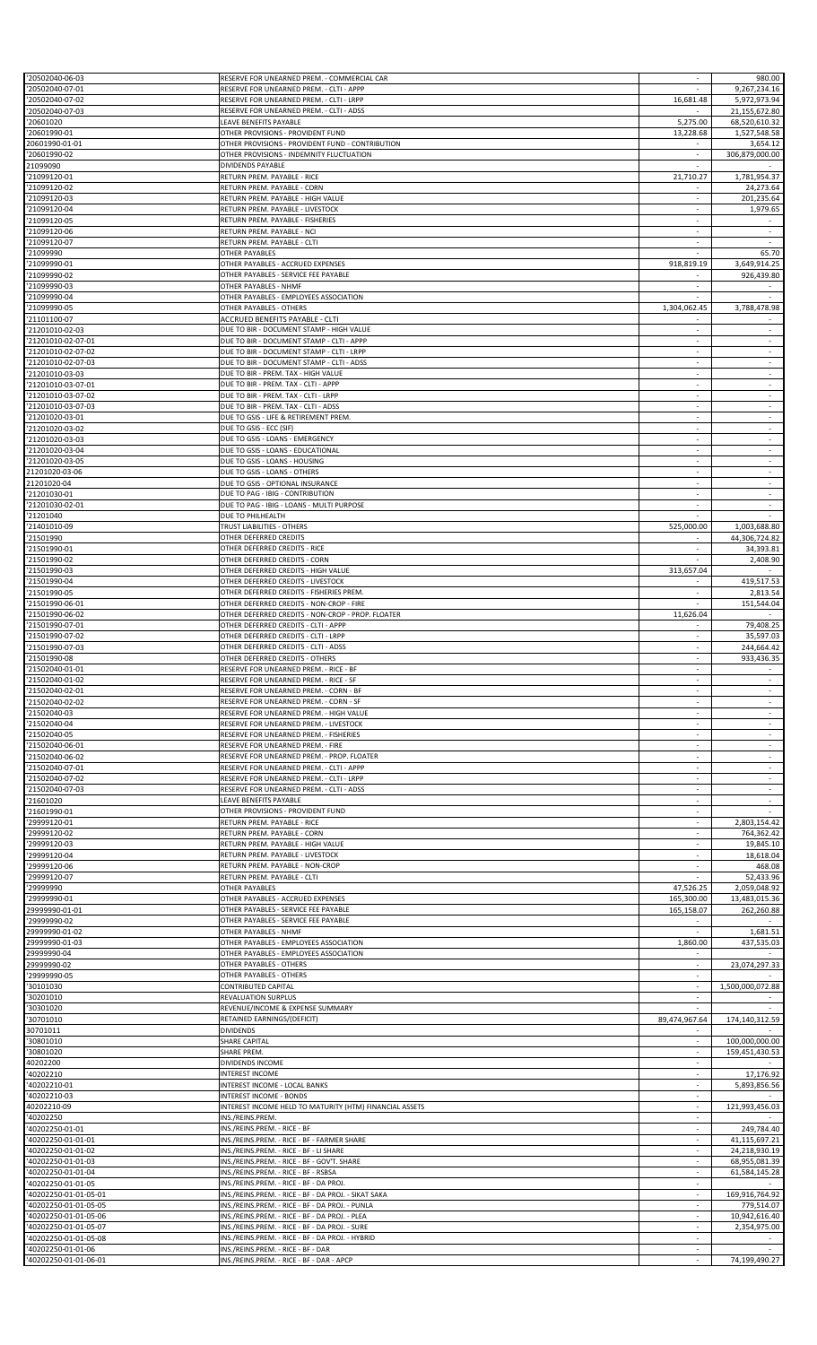| | | | |
|---|---|---|---|
| '20502040-06-03 | RESERVE FOR UNEARNED PREM. - COMMERCIAL CAR | - | 980.00 |
| '20502040-07-01 | RESERVE FOR UNEARNED PREM. - CLTI - APPP | - | 9,267,234.16 |
| '20502040-07-02 | RESERVE FOR UNEARNED PREM. - CLTI - LRPP | 16,681.48 | 5,972,973.94 |
| '20502040-07-03 | RESERVE FOR UNEARNED PREM. - CLTI - ADSS | - | 21,155,672.80 |
| '20601020 | LEAVE BENEFITS PAYABLE | 5,275.00 | 68,520,610.32 |
| '20601990-01 | OTHER PROVISIONS - PROVIDENT FUND | 13,228.68 | 1,527,548.58 |
| 20601990-01-01 | OTHER PROVISIONS - PROVIDENT FUND - CONTRIBUTION | - | 3,654.12 |
| '20601990-02 | OTHER PROVISIONS - INDEMNITY FLUCTUATION | - | 306,879,000.00 |
| 21099090 | DIVIDENDS PAYABLE | - | - |
| '21099120-01 | RETURN PREM. PAYABLE - RICE | 21,710.27 | 1,781,954.37 |
| '21099120-02 | RETURN PREM. PAYABLE - CORN | - | 24,273.64 |
| '21099120-03 | RETURN PREM. PAYABLE - HIGH VALUE | - | 201,235.64 |
| '21099120-04 | RETURN PREM. PAYABLE - LIVESTOCK | - | 1,979.65 |
| '21099120-05 | RETURN PREM. PAYABLE - FISHERIES | - | - |
| '21099120-06 | RETURN PREM. PAYABLE - NCI | - | - |
| '21099120-07 | RETURN PREM. PAYABLE - CLTI | - | - |
| '21099990 | OTHER PAYABLES | - | 65.70 |
| '21099990-01 | OTHER PAYABLES - ACCRUED EXPENSES | 918,819.19 | 3,649,914.25 |
| '21099990-02 | OTHER PAYABLES - SERVICE FEE PAYABLE | - | 926,439.80 |
| '21099990-03 | OTHER PAYABLES - NHMF | - | - |
| '21099990-04 | OTHER PAYABLES - EMPLOYEES ASSOCIATION | - | - |
| '21099990-05 | OTHER PAYABLES - OTHERS | 1,304,062.45 | 3,788,478.98 |
| '21101100-07 | ACCRUED BENEFITS PAYABLE - CLTI | - | - |
| '21201010-02-03 | DUE TO BIR - DOCUMENT STAMP - HIGH VALUE | - | - |
| '21201010-02-07-01 | DUE TO BIR - DOCUMENT STAMP - CLTI - APPP | - | - |
| '21201010-02-07-02 | DUE TO BIR - DOCUMENT STAMP - CLTI - LRPP | - | - |
| '21201010-02-07-03 | DUE TO BIR - DOCUMENT STAMP - CLTI - ADSS | - | - |
| '21201010-03-03 | DUE TO BIR - PREM. TAX - HIGH VALUE | - | - |
| '21201010-03-07-01 | DUE TO BIR - PREM. TAX - CLTI - APPP | - | - |
| '21201010-03-07-02 | DUE TO BIR - PREM. TAX - CLTI - LRPP | - | - |
| '21201010-03-07-03 | DUE TO BIR - PREM. TAX - CLTI - ADSS | - | - |
| '21201020-03-01 | DUE TO GSIS - LIFE & RETIREMENT PREM. | - | - |
| '21201020-03-02 | DUE TO GSIS - ECC (SIF) | - | - |
| '21201020-03-03 | DUE TO GSIS - LOANS - EMERGENCY | - | - |
| '21201020-03-04 | DUE TO GSIS - LOANS - EDUCATIONAL | - | - |
| '21201020-03-05 | DUE TO GSIS - LOANS - HOUSING | - | - |
| 21201020-03-06 | DUE TO GSIS - LOANS - OTHERS | - | - |
| 21201020-04 | DUE TO GSIS - OPTIONAL INSURANCE | - | - |
| '21201030-01 | DUE TO PAG - IBIG - CONTRIBUTION | - | - |
| '21201030-02-01 | DUE TO PAG - IBIG - LOANS - MULTI PURPOSE | - | - |
| '21201040 | DUE TO PHILHEALTH | - | - |
| '21401010-09 | TRUST LIABILITIES - OTHERS | 525,000.00 | 1,003,688.80 |
| '21501990 | OTHER DEFERRED CREDITS | - | 44,306,724.82 |
| '21501990-01 | OTHER DEFERRED CREDITS - RICE | - | 34,393.81 |
| '21501990-02 | OTHER DEFERRED CREDITS - CORN | - | 2,408.90 |
| '21501990-03 | OTHER DEFERRED CREDITS - HIGH VALUE | 313,657.04 | - |
| '21501990-04 | OTHER DEFERRED CREDITS - LIVESTOCK | - | 419,517.53 |
| '21501990-05 | OTHER DEFERRED CREDITS - FISHERIES PREM. | - | 2,813.54 |
| '21501990-06-01 | OTHER DEFERRED CREDITS - NON-CROP - FIRE | - | 151,544.04 |
| '21501990-06-02 | OTHER DEFERRED CREDITS - NON-CROP - PROP. FLOATER | 11,626.04 | - |
| '21501990-07-01 | OTHER DEFERRED CREDITS - CLTI - APPP | - | 79,408.25 |
| '21501990-07-02 | OTHER DEFERRED CREDITS - CLTI - LRPP | - | 35,597.03 |
| '21501990-07-03 | OTHER DEFERRED CREDITS - CLTI - ADSS | - | 244,664.42 |
| '21501990-08 | OTHER DEFERRED CREDITS - OTHERS | - | 933,436.35 |
| '21502040-01-01 | RESERVE FOR UNEARNED PREM. - RICE - BF | - | - |
| '21502040-01-02 | RESERVE FOR UNEARNED PREM. - RICE - SF | - | - |
| '21502040-02-01 | RESERVE FOR UNEARNED PREM. - CORN - BF | - | - |
| '21502040-02-02 | RESERVE FOR UNEARNED PREM. - CORN - SF | - | - |
| '21502040-03 | RESERVE FOR UNEARNED PREM. - HIGH VALUE | - | - |
| '21502040-04 | RESERVE FOR UNEARNED PREM. - LIVESTOCK | - | - |
| '21502040-05 | RESERVE FOR UNEARNED PREM. - FISHERIES | - | - |
| '21502040-06-01 | RESERVE FOR UNEARNED PREM. - FIRE | - | - |
| '21502040-06-02 | RESERVE FOR UNEARNED PREM. - PROP. FLOATER | - | - |
| '21502040-07-01 | RESERVE FOR UNEARNED PREM. - CLTI - APPP | - | - |
| '21502040-07-02 | RESERVE FOR UNEARNED PREM. - CLTI - LRPP | - | - |
| '21502040-07-03 | RESERVE FOR UNEARNED PREM. - CLTI - ADSS | - | - |
| '21601020 | LEAVE BENEFITS PAYABLE | - | - |
| '21601990-01 | OTHER PROVISIONS - PROVIDENT FUND | - | - |
| '29999120-01 | RETURN PREM. PAYABLE - RICE | - | 2,803,154.42 |
| '29999120-02 | RETURN PREM. PAYABLE - CORN | - | 764,362.42 |
| '29999120-03 | RETURN PREM. PAYABLE - HIGH VALUE | - | 19,845.10 |
| '29999120-04 | RETURN PREM. PAYABLE - LIVESTOCK | - | 18,618.04 |
| '29999120-06 | RETURN PREM. PAYABLE - NON-CROP | - | 468.08 |
| '29999120-07 | RETURN PREM. PAYABLE - CLTI | - | 52,433.96 |
| '29999990 | OTHER PAYABLES | 47,526.25 | 2,059,048.92 |
| '29999990-01 | OTHER PAYABLES - ACCRUED EXPENSES | 165,300.00 | 13,483,015.36 |
| 29999990-01-01 | OTHER PAYABLES - SERVICE FEE PAYABLE | 165,158.07 | 262,260.88 |
| '29999990-02 | OTHER PAYABLES - SERVICE FEE PAYABLE | - | - |
| 29999990-01-02 | OTHER PAYABLES - NHMF | - | 1,681.51 |
| 29999990-01-03 | OTHER PAYABLES - EMPLOYEES ASSOCIATION | 1,860.00 | 437,535.03 |
| 29999990-04 | OTHER PAYABLES - EMPLOYEES ASSOCIATION | | |
| 29999990-02 | OTHER PAYABLES - OTHERS | - | 23,074,297.33 |
| '29999990-05 | OTHER PAYABLES - OTHERS | - | - |
| '30101030 | CONTRIBUTED CAPITAL | - | 1,500,000,072.88 |
| '30201010 | REVALUATION SURPLUS | - | - |
| '30301020 | REVENUE/INCOME & EXPENSE SUMMARY | - | - |
| '30701010 | RETAINED EARNINGS/(DEFICIT) | 89,474,967.64 | 174,140,312.59 |
| 30701011 | DIVIDENDS | - | - |
| '30801010 | SHARE CAPITAL | - | 100,000,000.00 |
| '30801020 | SHARE PREM. | - | 159,451,430.53 |
| 40202200 | DIVIDENDS INCOME | - | - |
| '40202210 | INTEREST INCOME | - | 17,176.92 |
| '40202210-01 | INTEREST INCOME - LOCAL BANKS | - | 5,893,856.56 |
| '40202210-03 | INTEREST INCOME - BONDS | - | - |
| 40202210-09 | INTEREST INCOME HELD TO MATURITY (HTM) FINANCIAL ASSETS | - | 121,993,456.03 |
| '40202250 | INS./REINS.PREM. | - | - |
| '40202250-01-01 | INS./REINS.PREM. - RICE - BF | - | 249,784.40 |
| '40202250-01-01-01 | INS./REINS.PREM. - RICE - BF - FARMER SHARE | - | 41,115,697.21 |
| '40202250-01-01-02 | INS./REINS.PREM. - RICE - BF - LI SHARE | - | 24,218,930.19 |
| '40202250-01-01-03 | INS./REINS.PREM. - RICE - BF - GOV'T. SHARE | - | 68,955,081.39 |
| '40202250-01-01-04 | INS./REINS.PREM. - RICE - BF - RSBSA | - | 61,584,145.28 |
| '40202250-01-01-05 | INS./REINS.PREM. - RICE - BF - DA PROJ. | - | - |
| '40202250-01-01-05-01 | INS./REINS.PREM. - RICE - BF - DA PROJ. - SIKAT SAKA | - | 169,916,764.92 |
| '40202250-01-01-05-05 | INS./REINS.PREM. - RICE - BF - DA PROJ. - PUNLA | - | 779,514.07 |
| '40202250-01-01-05-06 | INS./REINS.PREM. - RICE - BF - DA PROJ. - PLEA | - | 10,942,616.40 |
| '40202250-01-01-05-07 | INS./REINS.PREM. - RICE - BF - DA PROJ. - SURE | - | 2,354,975.00 |
| '40202250-01-01-05-08 | INS./REINS.PREM. - RICE - BF - DA PROJ. - HYBRID | - | - |
| '40202250-01-01-06 | INS./REINS.PREM. - RICE - BF - DAR | - | - |
| '40202250-01-01-06-01 | INS./REINS.PREM. - RICE - BF - DAR - APCP | - | 74,199,490.27 |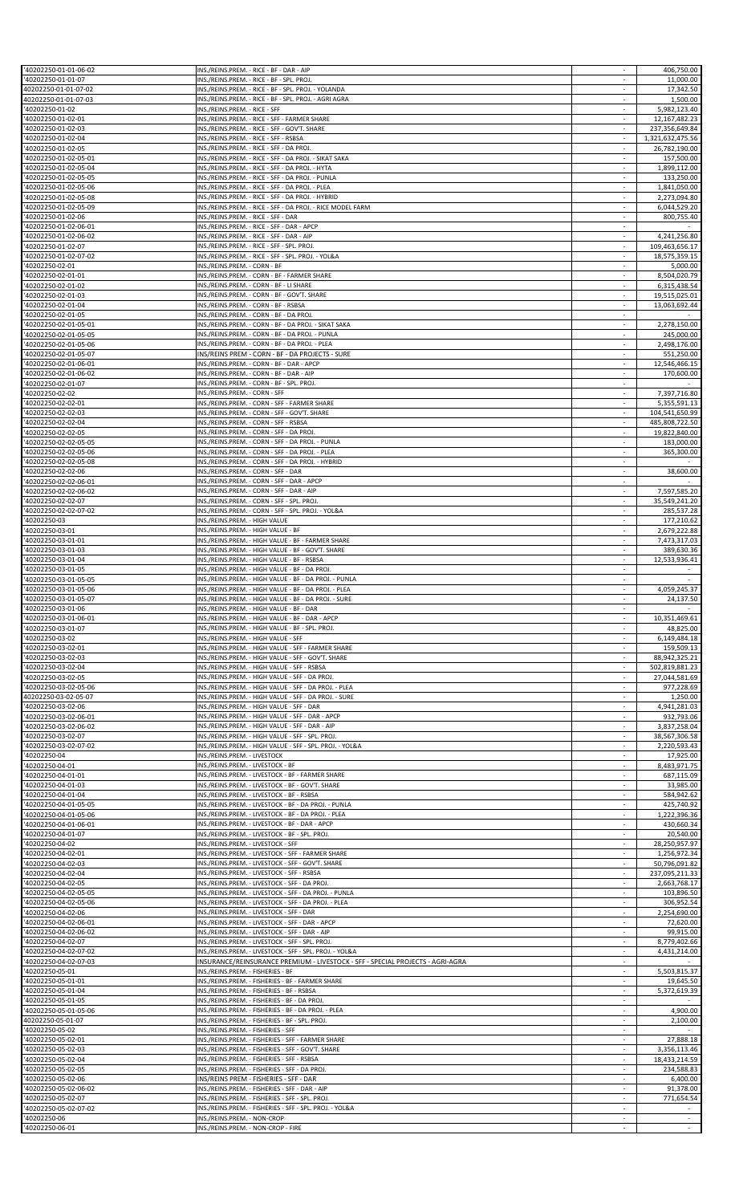| | | | |
|---|---|---|---|
| '40202250-01-01-06-02 | INS./REINS.PREM. - RICE - BF - DAR - AIP | - | 406,750.00 |
| '40202250-01-01-07 | INS./REINS.PREM. - RICE - BF - SPL. PROJ. | - | 11,000.00 |
| 40202250-01-01-07-02 | INS./REINS.PREM. - RICE - BF - SPL. PROJ. - YOLANDA | - | 17,342.50 |
| 40202250-01-01-07-03 | INS./REINS.PREM. - RICE - BF - SPL. PROJ. - AGRI AGRA | - | 1,500.00 |
| '40202250-01-02 | INS./REINS.PREM. - RICE - SFF | - | 5,982,123.40 |
| '40202250-01-02-01 | INS./REINS.PREM. - RICE - SFF - FARMER SHARE | - | 12,167,482.23 |
| '40202250-01-02-03 | INS./REINS.PREM. - RICE - SFF - GOV'T. SHARE | - | 237,356,649.84 |
| '40202250-01-02-04 | INS./REINS.PREM. - RICE - SFF - RSBSA | - | 1,321,632,475.56 |
| '40202250-01-02-05 | INS./REINS.PREM. - RICE - SFF - DA PROJ. | - | 26,782,190.00 |
| '40202250-01-02-05-01 | INS./REINS.PREM. - RICE - SFF - DA PROJ. - SIKAT SAKA | - | 157,500.00 |
| '40202250-01-02-05-04 | INS./REINS.PREM. - RICE - SFF - DA PROJ. - HYTA | - | 1,899,112.00 |
| '40202250-01-02-05-05 | INS./REINS.PREM. - RICE - SFF - DA PROJ. - PUNLA | - | 133,250.00 |
| '40202250-01-02-05-06 | INS./REINS.PREM. - RICE - SFF - DA PROJ. - PLEA | - | 1,841,050.00 |
| '40202250-01-02-05-08 | INS./REINS.PREM. - RICE - SFF - DA PROJ. - HYBRID | - | 2,273,094.80 |
| '40202250-01-02-05-09 | INS./REINS.PREM. - RICE - SFF - DA PROJ. - RICE MODEL FARM | - | 6,044,529.20 |
| '40202250-01-02-06 | INS./REINS.PREM. - RICE - SFF - DAR | - | 800,755.40 |
| '40202250-01-02-06-01 | INS./REINS.PREM. - RICE - SFF - DAR - APCP | - | - |
| '40202250-01-02-06-02 | INS./REINS.PREM. - RICE - SFF - DAR - AIP | - | 4,241,256.80 |
| '40202250-01-02-07 | INS./REINS.PREM. - RICE - SFF - SPL. PROJ. | - | 109,463,656.17 |
| '40202250-01-02-07-02 | INS./REINS.PREM. - RICE - SFF - SPL. PROJ. - YOL&A | - | 18,575,359.15 |
| '40202250-02-01 | INS./REINS.PREM. - CORN - BF | - | 5,000.00 |
| '40202250-02-01-01 | INS./REINS.PREM. - CORN - BF - FARMER SHARE | - | 8,504,020.79 |
| '40202250-02-01-02 | INS./REINS.PREM. - CORN - BF - LI SHARE | - | 6,315,438.54 |
| '40202250-02-01-03 | INS./REINS.PREM. - CORN - BF - GOV'T. SHARE | - | 19,515,025.01 |
| '40202250-02-01-04 | INS./REINS.PREM. - CORN - BF - RSBSA | - | 13,063,692.44 |
| '40202250-02-01-05 | INS./REINS.PREM. - CORN - BF - DA PROJ. | - | - |
| '40202250-02-01-05-01 | INS./REINS.PREM. - CORN - BF - DA PROJ. - SIKAT SAKA | - | 2,278,150.00 |
| '40202250-02-01-05-05 | INS./REINS.PREM. - CORN - BF - DA PROJ. - PUNLA | - | 245,000.00 |
| '40202250-02-01-05-06 | INS./REINS.PREM. - CORN - BF - DA PROJ. - PLEA | - | 2,498,176.00 |
| '40202250-02-01-05-07 | INS/REINS PREM - CORN - BF - DA PROJECTS - SURE | - | 551,250.00 |
| '40202250-02-01-06-01 | INS./REINS.PREM. - CORN - BF - DAR - APCP | - | 12,546,466.15 |
| '40202250-02-01-06-02 | INS./REINS.PREM. - CORN - BF - DAR - AIP | - | 170,600.00 |
| '40202250-02-01-07 | INS./REINS.PREM. - CORN - BF - SPL. PROJ. | - | - |
| '40202250-02-02 | INS./REINS.PREM. - CORN - SFF | - | 7,397,716.80 |
| '40202250-02-02-01 | INS./REINS.PREM. - CORN - SFF - FARMER SHARE | - | 5,355,591.13 |
| '40202250-02-02-03 | INS./REINS.PREM. - CORN - SFF - GOV'T. SHARE | - | 104,541,650.99 |
| '40202250-02-02-04 | INS./REINS.PREM. - CORN - SFF - RSBSA | - | 485,808,722.50 |
| '40202250-02-02-05 | INS./REINS.PREM. - CORN - SFF - DA PROJ. | - | 19,822,840.00 |
| '40202250-02-02-05-05 | INS./REINS.PREM. - CORN - SFF - DA PROJ. - PUNLA | - | 183,000.00 |
| '40202250-02-02-05-06 | INS./REINS.PREM. - CORN - SFF - DA PROJ. - PLEA | - | 365,300.00 |
| '40202250-02-02-05-08 | INS./REINS.PREM. - CORN - SFF - DA PROJ. - HYBRID | - | - |
| '40202250-02-02-06 | INS./REINS.PREM. - CORN - SFF - DAR | - | 38,600.00 |
| '40202250-02-02-06-01 | INS./REINS.PREM. - CORN - SFF - DAR - APCP | - | - |
| '40202250-02-02-06-02 | INS./REINS.PREM. - CORN - SFF - DAR - AIP | - | 7,597,585.20 |
| '40202250-02-02-07 | INS./REINS.PREM. - CORN - SFF - SPL. PROJ. | - | 35,549,241.20 |
| '40202250-02-02-07-02 | INS./REINS.PREM. - CORN - SFF - SPL. PROJ. - YOL&A | - | 285,537.28 |
| '40202250-03 | INS./REINS.PREM. - HIGH VALUE | - | 177,210.62 |
| '40202250-03-01 | INS./REINS.PREM. - HIGH VALUE - BF | - | 2,679,222.88 |
| '40202250-03-01-01 | INS./REINS.PREM. - HIGH VALUE - BF - FARMER SHARE | - | 7,473,317.03 |
| '40202250-03-01-03 | INS./REINS.PREM. - HIGH VALUE - BF - GOV'T. SHARE | - | 389,630.36 |
| '40202250-03-01-04 | INS./REINS.PREM. - HIGH VALUE - BF - RSBSA | - | 12,533,936.41 |
| '40202250-03-01-05 | INS./REINS.PREM. - HIGH VALUE - BF - DA PROJ. | - | - |
| '40202250-03-01-05-05 | INS./REINS.PREM. - HIGH VALUE - BF - DA PROJ. - PUNLA | - | - |
| '40202250-03-01-05-06 | INS./REINS.PREM. - HIGH VALUE - BF - DA PROJ. - PLEA | - | 4,059,245.37 |
| '40202250-03-01-05-07 | INS./REINS.PREM. - HIGH VALUE - BF - DA PROJ. - SURE | - | 24,137.50 |
| '40202250-03-01-06 | INS./REINS.PREM. - HIGH VALUE - BF - DAR | - | - |
| '40202250-03-01-06-01 | INS./REINS.PREM. - HIGH VALUE - BF - DAR - APCP | - | 10,351,469.61 |
| '40202250-03-01-07 | INS./REINS.PREM. - HIGH VALUE - BF - SPL. PROJ. | - | 48,825.00 |
| '40202250-03-02 | INS./REINS.PREM. - HIGH VALUE - SFF | - | 6,149,484.18 |
| '40202250-03-02-01 | INS./REINS.PREM. - HIGH VALUE - SFF - FARMER SHARE | - | 159,509.13 |
| '40202250-03-02-03 | INS./REINS.PREM. - HIGH VALUE - SFF - GOV'T. SHARE | - | 88,942,325.21 |
| '40202250-03-02-04 | INS./REINS.PREM. - HIGH VALUE - SFF - RSBSA | - | 502,819,881.23 |
| '40202250-03-02-05 | INS./REINS.PREM. - HIGH VALUE - SFF - DA PROJ. | - | 27,044,581.69 |
| '40202250-03-02-05-06 | INS./REINS.PREM. - HIGH VALUE - SFF - DA PROJ. - PLEA | - | 977,228.69 |
| 40202250-03-02-05-07 | INS./REINS.PREM. - HIGH VALUE - SFF - DA PROJ. - SURE | - | 1,250.00 |
| '40202250-03-02-06 | INS./REINS.PREM. - HIGH VALUE - SFF - DAR | - | 4,941,281.03 |
| '40202250-03-02-06-01 | INS./REINS.PREM. - HIGH VALUE - SFF - DAR - APCP | - | 932,793.06 |
| '40202250-03-02-06-02 | INS./REINS.PREM. - HIGH VALUE - SFF - DAR - AIP | - | 3,837,258.04 |
| '40202250-03-02-07 | INS./REINS.PREM. - HIGH VALUE - SFF - SPL. PROJ. | - | 38,567,306.58 |
| '40202250-03-02-07-02 | INS./REINS.PREM. - HIGH VALUE - SFF - SPL. PROJ. - YOL&A | - | 2,220,593.43 |
| '40202250-04 | INS./REINS.PREM. - LIVESTOCK | - | 17,925.00 |
| '40202250-04-01 | INS./REINS.PREM. - LIVESTOCK - BF | - | 8,483,971.75 |
| '40202250-04-01-01 | INS./REINS.PREM. - LIVESTOCK - BF - FARMER SHARE | - | 687,115.09 |
| '40202250-04-01-03 | INS./REINS.PREM. - LIVESTOCK - BF - GOV'T. SHARE | - | 33,985.00 |
| '40202250-04-01-04 | INS./REINS.PREM. - LIVESTOCK - BF - RSBSA | - | 584,942.62 |
| '40202250-04-01-05-05 | INS./REINS.PREM. - LIVESTOCK - BF - DA PROJ. - PUNLA | - | 425,740.92 |
| '40202250-04-01-05-06 | INS./REINS.PREM. - LIVESTOCK - BF - DA PROJ. - PLEA | - | 1,222,396.36 |
| '40202250-04-01-06-01 | INS./REINS.PREM. - LIVESTOCK - BF - DAR - APCP | - | 430,660.34 |
| '40202250-04-01-07 | INS./REINS.PREM. - LIVESTOCK - BF - SPL. PROJ. | - | 20,540.00 |
| '40202250-04-02 | INS./REINS.PREM. - LIVESTOCK - SFF | - | 28,250,957.97 |
| '40202250-04-02-01 | INS./REINS.PREM. - LIVESTOCK - SFF - FARMER SHARE | - | 1,256,972.34 |
| '40202250-04-02-03 | INS./REINS.PREM. - LIVESTOCK - SFF - GOV'T. SHARE | - | 50,796,091.82 |
| '40202250-04-02-04 | INS./REINS.PREM. - LIVESTOCK - SFF - RSBSA | - | 237,095,211.33 |
| '40202250-04-02-05 | INS./REINS.PREM. - LIVESTOCK - SFF - DA PROJ. | - | 2,663,768.17 |
| '40202250-04-02-05-05 | INS./REINS.PREM. - LIVESTOCK - SFF - DA PROJ. - PUNLA | - | 103,896.50 |
| '40202250-04-02-05-06 | INS./REINS.PREM. - LIVESTOCK - SFF - DA PROJ. - PLEA | - | 306,952.54 |
| '40202250-04-02-06 | INS./REINS.PREM. - LIVESTOCK - SFF - DAR | - | 2,254,690.00 |
| '40202250-04-02-06-01 | INS./REINS.PREM. - LIVESTOCK - SFF - DAR - APCP | - | 72,620.00 |
| '40202250-04-02-06-02 | INS./REINS.PREM. - LIVESTOCK - SFF - DAR - AIP | - | 99,915.00 |
| '40202250-04-02-07 | INS./REINS.PREM. - LIVESTOCK - SFF - SPL. PROJ. | - | 8,779,402.66 |
| '40202250-04-02-07-02 | INS./REINS.PREM. - LIVESTOCK - SFF - SPL. PROJ. - YOL&A | - | 4,431,214.00 |
| '40202250-04-02-07-03 | INSURANCE/REINSURANCE PREMIUM - LIVESTOCK - SFF - SPECIAL PROJECTS - AGRI-AGRA | - | - |
| '40202250-05-01 | INS./REINS.PREM. - FISHERIES - BF | - | 5,503,815.37 |
| '40202250-05-01-01 | INS./REINS.PREM. - FISHERIES - BF - FARMER SHARE | - | 19,645.50 |
| '40202250-05-01-04 | INS./REINS.PREM. - FISHERIES - BF - RSBSA | - | 5,372,619.39 |
| '40202250-05-01-05 | INS./REINS.PREM. - FISHERIES - BF - DA PROJ. | - | - |
| '40202250-05-01-05-06 | INS./REINS.PREM. - FISHERIES - BF - DA PROJ. - PLEA | - | 4,900.00 |
| 40202250-05-01-07 | INS./REINS.PREM. - FISHERIES - BF - SPL. PROJ. | - | 2,100.00 |
| '40202250-05-02 | INS./REINS.PREM. - FISHERIES - SFF | - | - |
| '40202250-05-02-01 | INS./REINS.PREM. - FISHERIES - SFF - FARMER SHARE | - | 27,888.18 |
| '40202250-05-02-03 | INS./REINS.PREM. - FISHERIES - SFF - GOV'T. SHARE | - | 3,356,113.46 |
| '40202250-05-02-04 | INS./REINS.PREM. - FISHERIES - SFF - RSBSA | - | 18,433,214.59 |
| '40202250-05-02-05 | INS./REINS.PREM. - FISHERIES - SFF - DA PROJ. | - | 234,588.83 |
| '40202250-05-02-06 | INS/REINS PREM - FISHERIES - SFF - DAR | - | 6,400.00 |
| '40202250-05-02-06-02 | INS./REINS.PREM. - FISHERIES - SFF - DAR - AIP | - | 91,378.00 |
| '40202250-05-02-07 | INS./REINS.PREM. - FISHERIES - SFF - SPL. PROJ. | - | 771,654.54 |
| '40202250-05-02-07-02 | INS./REINS.PREM. - FISHERIES - SFF - SPL. PROJ. - YOL&A | - | - |
| '40202250-06 | INS./REINS.PREM. - NON-CROP | - | - |
| '40202250-06-01 | INS./REINS.PREM. - NON-CROP - FIRE | - | - |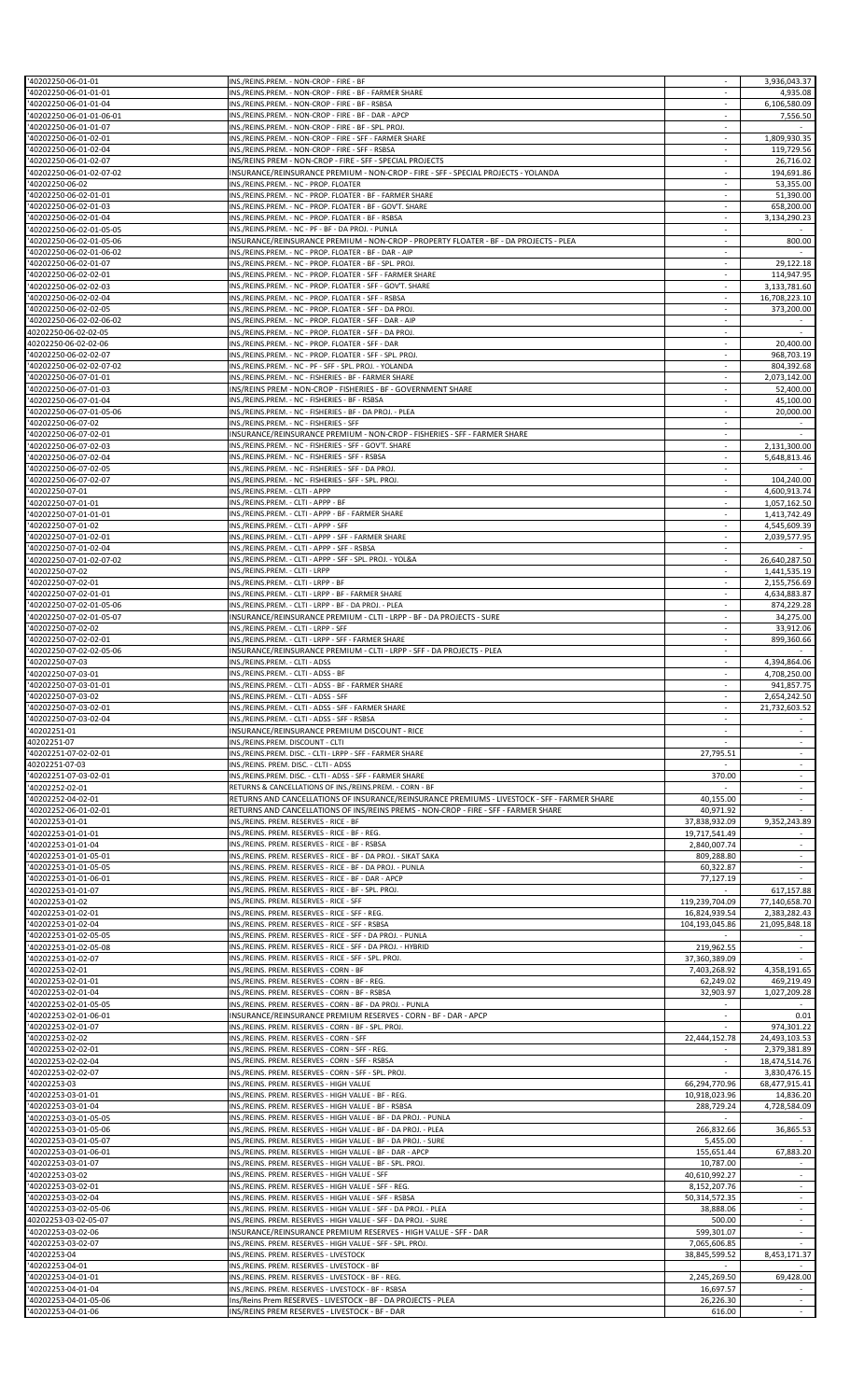| | | | |
|---|---|---|---|
| '40202250-06-01-01 | INS./REINS.PREM. - NON-CROP - FIRE - BF | - | 3,936,043.37 |
| '40202250-06-01-01-01 | INS./REINS.PREM. - NON-CROP - FIRE - BF - FARMER SHARE | - | 4,935.08 |
| '40202250-06-01-01-04 | INS./REINS.PREM. - NON-CROP - FIRE - BF - RSBSA | - | 6,106,580.09 |
| '40202250-06-01-01-06-01 | INS./REINS.PREM. - NON-CROP - FIRE - BF - DAR - APCP | - | 7,556.50 |
| '40202250-06-01-01-07 | INS./REINS.PREM. - NON-CROP - FIRE - BF - SPL. PROJ. | - | - |
| '40202250-06-01-02-01 | INS./REINS.PREM. - NON-CROP - FIRE - SFF - FARMER SHARE | - | 1,809,930.35 |
| '40202250-06-01-02-04 | INS./REINS.PREM. - NON-CROP - FIRE - SFF - RSBSA | - | 119,729.56 |
| '40202250-06-01-02-07 | INS/REINS PREM - NON-CROP - FIRE - SFF - SPECIAL PROJECTS | - | 26,716.02 |
| '40202250-06-01-02-07-02 | INSURANCE/REINSURANCE PREMIUM - NON-CROP - FIRE - SFF - SPECIAL PROJECTS - YOLANDA | - | 194,691.86 |
| '40202250-06-02 | INS./REINS.PREM. - NC - PROP. FLOATER | - | 53,355.00 |
| '40202250-06-02-01-01 | INS./REINS.PREM. - NC - PROP. FLOATER - BF - FARMER SHARE | - | 51,390.00 |
| '40202250-06-02-01-03 | INS./REINS.PREM. - NC - PROP. FLOATER - BF - GOV'T. SHARE | - | 658,200.00 |
| '40202250-06-02-01-04 | INS./REINS.PREM. - NC - PROP. FLOATER - BF - RSBSA | - | 3,134,290.23 |
| '40202250-06-02-01-05-05 | INS./REINS.PREM. - NC - PF - BF - DA PROJ. - PUNLA | - | - |
| '40202250-06-02-01-05-06 | INSURANCE/REINSURANCE PREMIUM - NON-CROP - PROPERTY FLOATER - BF - DA PROJECTS - PLEA | - | 800.00 |
| '40202250-06-02-01-06-02 | INS./REINS.PREM. - NC - PROP. FLOATER - BF - DAR - AIP | - | - |
| '40202250-06-02-01-07 | INS./REINS.PREM. - NC - PROP. FLOATER - BF - SPL. PROJ. | - | 29,122.18 |
| '40202250-06-02-02-01 | INS./REINS.PREM. - NC - PROP. FLOATER - SFF - FARMER SHARE | - | 114,947.95 |
| '40202250-06-02-02-03 | INS./REINS.PREM. - NC - PROP. FLOATER - SFF - GOV'T. SHARE | - | 3,133,781.60 |
| '40202250-06-02-02-04 | INS./REINS.PREM. - NC - PROP. FLOATER - SFF - RSBSA | - | 16,708,223.10 |
| '40202250-06-02-02-05 | INS./REINS.PREM. - NC - PROP. FLOATER - SFF - DA PROJ. | - | 373,200.00 |
| '40202250-06-02-02-06-02 | INS./REINS.PREM. - NC - PROP. FLOATER - SFF - DAR - AIP | - | - |
| 40202250-06-02-02-05 | INS./REINS.PREM. - NC - PROP. FLOATER - SFF - DA PROJ. | - | - |
| 40202250-06-02-02-06 | INS./REINS.PREM. - NC - PROP. FLOATER - SFF - DAR | - | 20,400.00 |
| '40202250-06-02-02-07 | INS./REINS.PREM. - NC - PROP. FLOATER - SFF - SPL. PROJ. | - | 968,703.19 |
| '40202250-06-02-02-07-02 | INS./REINS.PREM. - NC - PF - SFF - SPL. PROJ. - YOLANDA | - | 804,392.68 |
| '40202250-06-07-01-01 | INS./REINS.PREM. - NC - FISHERIES - BF - FARMER SHARE | - | 2,073,142.00 |
| '40202250-06-07-01-03 | INS/REINS PREM - NON-CROP - FISHERIES - BF - GOVERNMENT SHARE | - | 52,400.00 |
| '40202250-06-07-01-04 | INS./REINS.PREM. - NC - FISHERIES - BF - RSBSA | - | 45,100.00 |
| '40202250-06-07-01-05-06 | INS./REINS.PREM. - NC - FISHERIES - BF - DA PROJ. - PLEA | - | 20,000.00 |
| '40202250-06-07-02 | INS./REINS.PREM. - NC - FISHERIES - SFF | - | - |
| '40202250-06-07-02-01 | INSURANCE/REINSURANCE PREMIUM - NON-CROP - FISHERIES - SFF - FARMER SHARE | - | - |
| '40202250-06-07-02-03 | INS./REINS.PREM. - NC - FISHERIES - SFF - GOV'T. SHARE | - | 2,131,300.00 |
| '40202250-06-07-02-04 | INS./REINS.PREM. - NC - FISHERIES - SFF - RSBSA | - | 5,648,813.46 |
| '40202250-06-07-02-05 | INS./REINS.PREM. - NC - FISHERIES - SFF - DA PROJ. | - | - |
| '40202250-06-07-02-07 | INS./REINS.PREM. - NC - FISHERIES - SFF - SPL. PROJ. | - | 104,240.00 |
| '40202250-07-01 | INS./REINS.PREM. - CLTI - APPP | - | 4,600,913.74 |
| '40202250-07-01-01 | INS./REINS.PREM. - CLTI - APPP - BF | - | 1,057,162.50 |
| '40202250-07-01-01-01 | INS./REINS.PREM. - CLTI - APPP - BF - FARMER SHARE | - | 1,413,742.49 |
| '40202250-07-01-02 | INS./REINS.PREM. - CLTI - APPP - SFF | - | 4,545,609.39 |
| '40202250-07-01-02-01 | INS./REINS.PREM. - CLTI - APPP - SFF - FARMER SHARE | - | 2,039,577.95 |
| '40202250-07-01-02-04 | INS./REINS.PREM. - CLTI - APPP - SFF - RSBSA | - | - |
| '40202250-07-01-02-07-02 | INS./REINS.PREM. - CLTI - APPP - SFF - SPL. PROJ. - YOL&A | - | 26,640,287.50 |
| '40202250-07-02 | INS./REINS.PREM. - CLTI - LRPP | - | 1,441,535.19 |
| '40202250-07-02-01 | INS./REINS.PREM. - CLTI - LRPP - BF | - | 2,155,756.69 |
| '40202250-07-02-01-01 | INS./REINS.PREM. - CLTI - LRPP - BF - FARMER SHARE | - | 4,634,883.87 |
| '40202250-07-02-01-05-06 | INS./REINS.PREM. - CLTI - LRPP - BF - DA PROJ. - PLEA | - | 874,229.28 |
| '40202250-07-02-01-05-07 | INSURANCE/REINSURANCE PREMIUM - CLTI - LRPP - BF - DA PROJECTS - SURE | - | 34,275.00 |
| '40202250-07-02-02 | INS./REINS.PREM. - CLTI - LRPP - SFF | - | 33,912.06 |
| '40202250-07-02-02-01 | INS./REINS.PREM. - CLTI - LRPP - SFF - FARMER SHARE | - | 899,360.66 |
| '40202250-07-02-02-05-06 | INSURANCE/REINSURANCE PREMIUM - CLTI - LRPP - SFF - DA PROJECTS - PLEA | - | - |
| '40202250-07-03 | INS./REINS.PREM. - CLTI - ADSS | - | 4,394,864.06 |
| '40202250-07-03-01 | INS./REINS.PREM. - CLTI - ADSS - BF | - | 4,708,250.00 |
| '40202250-07-03-01-01 | INS./REINS.PREM. - CLTI - ADSS - BF - FARMER SHARE | - | 941,857.75 |
| '40202250-07-03-02 | INS./REINS.PREM. - CLTI - ADSS - SFF | - | 2,654,242.50 |
| '40202250-07-03-02-01 | INS./REINS.PREM. - CLTI - ADSS - SFF - FARMER SHARE | - | 21,732,603.52 |
| '40202250-07-03-02-04 | INS./REINS.PREM. - CLTI - ADSS - SFF - RSBSA | - | - |
| '40202251-01 | INSURANCE/REINSURANCE PREMIUM DISCOUNT - RICE | - | - |
| 40202251-07 | INS./REINS.PREM. DISCOUNT - CLTI | - | - |
| '40202251-07-02-02-01 | INS./REINS.PREM. DISC. - CLTI - LRPP - SFF - FARMER SHARE | 27,795.51 | - |
| 40202251-07-03 | INS./REINS. PREM. DISC. - CLTI - ADSS | - | - |
| '40202251-07-03-02-01 | INS./REINS.PREM. DISC. - CLTI - ADSS - SFF - FARMER SHARE | 370.00 | - |
| '40202252-02-01 | RETURNS & CANCELLATIONS OF INS./REINS.PREM. - CORN - BF | - | - |
| '40202252-04-02-01 | RETURNS AND CANCELLATIONS OF INSURANCE/REINSURANCE PREMIUMS - LIVESTOCK - SFF - FARMER SHARE | 40,155.00 | - |
| '40202252-06-01-02-01 | RETURNS AND CANCELLATIONS OF INS/REINS PREMS - NON-CROP - FIRE - SFF - FARMER SHARE | 40,971.92 | - |
| '40202253-01-01 | INS./REINS. PREM. RESERVES - RICE - BF | 37,838,932.09 | 9,352,243.89 |
| '40202253-01-01-01 | INS./REINS. PREM. RESERVES - RICE - BF - REG. | 19,717,541.49 | - |
| '40202253-01-01-04 | INS./REINS. PREM. RESERVES - RICE - BF - RSBSA | 2,840,007.74 | - |
| '40202253-01-01-05-01 | INS./REINS. PREM. RESERVES - RICE - BF - DA PROJ. - SIKAT SAKA | 809,288.80 | - |
| '40202253-01-01-05-05 | INS./REINS. PREM. RESERVES - RICE - BF - DA PROJ. - PUNLA | 60,322.87 | - |
| '40202253-01-01-06-01 | INS./REINS. PREM. RESERVES - RICE - BF - DAR - APCP | 77,127.19 | - |
| '40202253-01-01-07 | INS./REINS. PREM. RESERVES - RICE - BF - SPL. PROJ. | - | 617,157.88 |
| '40202253-01-02 | INS./REINS. PREM. RESERVES - RICE - SFF | 119,239,704.09 | 77,140,658.70 |
| '40202253-01-02-01 | INS./REINS. PREM. RESERVES - RICE - SFF - REG. | 16,824,939.54 | 2,383,282.43 |
| '40202253-01-02-04 | INS./REINS. PREM. RESERVES - RICE - SFF - RSBSA | 104,193,045.86 | 21,095,848.18 |
| '40202253-01-02-05-05 | INS./REINS. PREM. RESERVES - RICE - SFF - DA PROJ. - PUNLA | - | - |
| '40202253-01-02-05-08 | INS./REINS. PREM. RESERVES - RICE - SFF - DA PROJ. - HYBRID | 219,962.55 | - |
| '40202253-01-02-07 | INS./REINS. PREM. RESERVES - RICE - SFF - SPL. PROJ. | 37,360,389.09 | - |
| '40202253-02-01 | INS./REINS. PREM. RESERVES - CORN - BF | 7,403,268.92 | 4,358,191.65 |
| '40202253-02-01-01 | INS./REINS. PREM. RESERVES - CORN - BF - REG. | 62,249.02 | 469,219.49 |
| '40202253-02-01-04 | INS./REINS. PREM. RESERVES - CORN - BF - RSBSA | 32,903.97 | 1,027,209.28 |
| '40202253-02-01-05-05 | INS./REINS. PREM. RESERVES - CORN - BF - DA PROJ. - PUNLA | - | - |
| '40202253-02-01-06-01 | INSURANCE/REINSURANCE PREMIUM RESERVES - CORN - BF - DAR - APCP | - | 0.01 |
| '40202253-02-01-07 | INS./REINS. PREM. RESERVES - CORN - BF - SPL. PROJ. | - | 974,301.22 |
| '40202253-02-02 | INS./REINS. PREM. RESERVES - CORN - SFF | 22,444,152.78 | 24,493,103.53 |
| '40202253-02-02-01 | INS./REINS. PREM. RESERVES - CORN - SFF - REG. | - | 2,379,381.89 |
| '40202253-02-02-04 | INS./REINS. PREM. RESERVES - CORN - SFF - RSBSA | - | 18,474,514.76 |
| '40202253-02-02-07 | INS./REINS. PREM. RESERVES - CORN - SFF - SPL. PROJ. | - | 3,830,476.15 |
| '40202253-03 | INS./REINS. PREM. RESERVES - HIGH VALUE | 66,294,770.96 | 68,477,915.41 |
| '40202253-03-01-01 | INS./REINS. PREM. RESERVES - HIGH VALUE - BF - REG. | 10,918,023.96 | 14,836.20 |
| '40202253-03-01-04 | INS./REINS. PREM. RESERVES - HIGH VALUE - BF - RSBSA | 288,729.24 | 4,728,584.09 |
| '40202253-03-01-05-05 | INS./REINS. PREM. RESERVES - HIGH VALUE - BF - DA PROJ. - PUNLA | - | - |
| '40202253-03-01-05-06 | INS./REINS. PREM. RESERVES - HIGH VALUE - BF - DA PROJ. - PLEA | 266,832.66 | 36,865.53 |
| '40202253-03-01-05-07 | INS./REINS. PREM. RESERVES - HIGH VALUE - BF - DA PROJ. - SURE | 5,455.00 | - |
| '40202253-03-01-06-01 | INS./REINS. PREM. RESERVES - HIGH VALUE - BF - DAR - APCP | 155,651.44 | 67,883.20 |
| '40202253-03-01-07 | INS./REINS. PREM. RESERVES - HIGH VALUE - BF - SPL. PROJ. | 10,787.00 | - |
| '40202253-03-02 | INS./REINS. PREM. RESERVES - HIGH VALUE - SFF | 40,610,992.27 | - |
| '40202253-03-02-01 | INS./REINS. PREM. RESERVES - HIGH VALUE - SFF - REG. | 8,152,207.76 | - |
| '40202253-03-02-04 | INS./REINS. PREM. RESERVES - HIGH VALUE - SFF - RSBSA | 50,314,572.35 | - |
| '40202253-03-02-05-06 | INS./REINS. PREM. RESERVES - HIGH VALUE - SFF - DA PROJ. - PLEA | 38,888.06 | - |
| 40202253-03-02-05-07 | INS./REINS. PREM. RESERVES - HIGH VALUE - SFF - DA PROJ. - SURE | 500.00 | - |
| '40202253-03-02-06 | INSURANCE/REINSURANCE PREMIUM RESERVES - HIGH VALUE - SFF - DAR | 599,301.07 | - |
| '40202253-03-02-07 | INS./REINS. PREM. RESERVES - HIGH VALUE - SFF - SPL. PROJ. | 7,065,606.85 | - |
| '40202253-04 | INS./REINS. PREM. RESERVES - LIVESTOCK | 38,845,599.52 | 8,453,171.37 |
| '40202253-04-01 | INS./REINS. PREM. RESERVES - LIVESTOCK - BF | - | - |
| '40202253-04-01-01 | INS./REINS. PREM. RESERVES - LIVESTOCK - BF - REG. | 2,245,269.50 | 69,428.00 |
| '40202253-04-01-04 | INS./REINS. PREM. RESERVES - LIVESTOCK - BF - RSBSA | 16,697.57 | - |
| '40202253-04-01-05-06 | Ins/Reins Prem RESERVES - LIVESTOCK - BF - DA PROJECTS - PLEA | 26,226.30 | - |
| '40202253-04-01-06 | INS/REINS PREM RESERVES - LIVESTOCK - BF - DAR | 616.00 | - |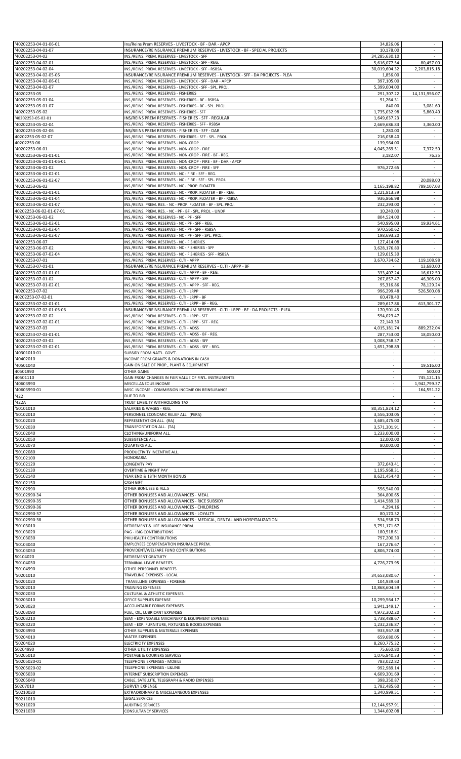| | | | |
|---|---|---|---|
| '40202253-04-01-06-01 | Ins/Reins Prem RESERVES - LIVESTOCK - BF - DAR - APCP | 34,826.06 | - |
| '40202253-04-01-07 | INSURANCE/REINSURANCE PREMIUM RESERVES - LIVESTOCK - BF - SPECIAL PROJECTS | 10,178.00 | - |
| '40202253-04-02 | INS./REINS. PREM. RESERVES - LIVESTOCK - SFF | 34,285,630.10 | - |
| '40202253-04-02-01 | INS./REINS. PREM. RESERVES - LIVESTOCK - SFF - REG. | 5,616,077.54 | 80,457.00 |
| '40202253-04-02-04 | INS./REINS. PREM. RESERVES - LIVESTOCK - SFF - RSBSA | 30,019,604.32 | 2,203,815.18 |
| '40202253-04-02-05-06 | INSURANCE/REINSURANCE PREMIUM RESERVES - LIVESTOCK - SFF - DA PROJECTS - PLEA | 1,856.00 | - |
| '40202253-04-02-06-01 | INS./REINS. PREM. RESERVES - LIVESTOCK - SFF - DAR - APCP | 397,105.00 | - |
| '40202253-04-02-07 | INS./REINS. PREM. RESERVES - LIVESTOCK - SFF - SPL. PROJ. | 5,399,004.00 | - |
| '40202253-05 | INS./REINS. PREM. RESERVES - FISHERIES | 291,307.22 | 14,131,956.07 |
| '40202253-05-01-04 | INS./REINS. PREM. RESERVES - FISHERIES - BF - RSBSA | 91,264.31 | - |
| '40202253-05-01-07 | INS./REINS. PREM. RESERVES - FISHERIES - BF - SPL. PROJ. | 840.00 | 3,081.60 |
| '40202253-05-02 | INS./REINS. PREM. RESERVES - FISHERIES - SFF | 1,735,032.98 | 5,860.40 |
| '40202253-05-02-01 | INS/REINS PREM RESERVES - FISHERIES - SFF - REGULAR | 1,649,637.23 | - |
| '40202253-05-02-04 | INS./REINS. PREM. RESERVES - FISHERIES - SFF - RSBSA | 2,669,686.83 | 3,360.00 |
| '40202253-05-02-06 | INS/REINS PREM RESERVES - FISHERIES - SFF - DAR | 1,280.00 | - |
| 40202253-05-02-07 | INS./REINS. PREM. RESERVES - FISHERIES - SFF - SPL. PROJ. | 216,038.40 | - |
| 40202253-06 | INS./REINS. PREM. RESERVES - NON-CROP | 139,964.00 | - |
| '40202253-06-01 | INS./REINS. PREM. RESERVES - NON-CROP - FIRE | 4,045,269.51 | 7,372.50 |
| '40202253-06-01-01 | INS./REINS. PREM. RESERVES - NON-CROP - FIRE - BF - REG. | 3,182.07 | 76.35 |
| '40202253-06-01-01-06-01 | INS./REINS. PREM. RESERVES - NON-CROP - FIRE - BF - DAR - APCP | - | - |
| '40202253-06-01-02 | INS./REINS. PREM. RESERVES - NON-CROP - FIRE - SFF | 976,272.65 | - |
| '40202253-06-01-02-01 | INS./REINS. PREM. RESERVES - NC - FIRE - SFF - REG. | - | - |
| '40202253-06-01-02-07 | INS./REINS. PREM. RESERVES - NC - FIRE - SFF - SPL. PROJ. | - | 20,088.00 |
| '40202253-06-02 | INS./REINS. PREM. RESERVES - NC - PROP. FLOATER | 1,165,198.82 | 789,107.03 |
| '40202253-06-02-01-01 | INS./REINS. PREM. RESERVES - NC - PROP. FLOATER - BF - REG. | 1,221,813.39 | - |
| '40202253-06-02-01-04 | INS./REINS. PREM. RESERVES - NC - PROP. FLOATER - BF - RSBSA | 936,866.98 | - |
| '40202253-06-02-01-07 | INS./REINS. PREM. RES. - NC - PROP. FLOATER - BF - SPL. PROJ. | 232,293.00 | - |
| 40202253-06-02-01-07-01 | INS./REINS. PREM. RES. - NC - PF - BF - SPL. PROJ. - UNDP | 10,240.00 | - |
| '40202253-06-02-02 | INS./REINS. PREM. RESERVES - NC - PF - SFF | 804,524.00 | - |
| '40202253-06-02-02-01 | INS./REINS. PREM. RESERVES - NC - PF - SFF - REG. | 540,995.03 | 19,934.61 |
| '40202253-06-02-02-04 | INS./REINS. PREM. RESERVES - NC - PF - SFF - RSBSA | 970,560.62 | - |
| '40202253-06-02-02-07 | INS./REINS. PREM. RESERVES - NC - PF - SFF - SPL. PROJ. | 198,693.20 | - |
| '40202253-06-07 | INS./REINS. PREM. RESERVES - NC - FISHERIES | 127,414.08 | - |
| '40202253-06-07-02 | INS./REINS. PREM. RESERVES - NC - FISHERIES - SFF | 3,628,176.80 | - |
| '40202253-06-07-02-04 | INS./REINS. PREM. RESERVES - NC - FISHERIES - SFF - RSBSA | 129,615.30 | - |
| '40202253-07-01 | INS./REINS. PREM. RESERVES - CLTI - APPP | 3,670,734.62 | 119,108.98 |
| '40202253-07-01-01 | INSURANCE/REINSURANCE PREMIUM RESERVES - CLTI - APPP - BF | - | 13,680.00 |
| '40202253-07-01-01-01 | INS./REINS. PREM. RESERVES - CLTI - APPP - BF - REG. | 333,407.24 | 16,612.50 |
| '40202253-07-01-02 | INS./REINS. PREM. RESERVES - CLTI - APPP - SFF | 267,857.47 | 46,305.00 |
| '40202253-07-01-02-01 | INS./REINS. PREM. RESERVES - CLTI - APPP - SFF - REG. | 95,316.86 | 78,129.24 |
| '40202253-07-02 | INS./REINS. PREM. RESERVES - CLTI - LRPP | 996,299.48 | 526,500.08 |
| 40202253-07-02-01 | INS./REINS. PREM. RESERVES - CLTI - LRPP - BF | 60,478.40 | - |
| '40202253-07-02-01-01 | INS./REINS. PREM. RESERVES - CLTI - LRPP - BF - REG. | 289,617.86 | 613,301.77 |
| '40202253-07-02-01-05-06 | INSURANCE/REINSURANCE PREMIUM RESERVES - CLTI - LRPP - BF - DA PROJECTS - PLEA | 170,501.45 | - |
| '40202253-07-02-02 | INS./REINS. PREM. RESERVES - CLTI - LRPP - SFF | 594,023.47 | - |
| '40202253-07-02-02-01 | INS./REINS. PREM. RESERVES - CLTI - LRPP - SFF - REG. | 22,140.30 | - |
| '40202253-07-03 | INS./REINS. PREM. RESERVES - CLTI - ADSS | 4,015,181.74 | 889,232.04 |
| '40202253-07-03-01-01 | INS./REINS. PREM. RESERVES - CLTI - ADSS - BF - REG. | 287,753.00 | 18,050.00 |
| '40202253-07-03-02 | INS./REINS. PREM. RESERVES - CLTI - ADSS - SFF | 3,008,758.57 | - |
| '40202253-07-03-02-01 | INS./REINS. PREM. RESERVES - CLTI - ADSS - SFF - REG. | 1,651,798.89 | - |
| '40301010-01 | SUBSIDY FROM NAT'L. GOV'T. | - | - |
| '40402010 | INCOME FROM GRANTS & DONATIONS IN CASH | - | - |
| '40501040 | GAIN ON SALE OF PROP., PLANT & EQUIPMENT | - | 19,516.00 |
| 40501990 | OTHER GAINS | - | 500.00 |
| 40501110 | GAIN FROM CHANGES IN FAIR VALUE OF FIN'L. INSTRUMENTS | - | 745,121.15 |
| '40603990 | MISCELLANEOUS INCOME | - | 1,942,799.37 |
| '40603990-01 | MISC. INCOME - COMMISSION INCOME ON REINSURANCE | - | 164,551.22 |
| '422 | DUE TO BIR | - | - |
| '422A | TRUST LIABILITY WITHHOLDING TAX | - | - |
| '50101010 | SALARIES & WAGES - REG. | 80,351,824.12 | - |
| '50102010 | PERSONNEL ECONOMIC RELIEF ALL. (PERA) | 3,556,103.05 | - |
| '50102020 | REPRESENTATION ALL. (RA) | 3,685,475.00 | - |
| '50102030 | TRANSPORTATION ALL. (TA) | 3,571,301.91 | - |
| '50102040 | CLOTHING/UNIFORM ALL. | 1,233,000.00 | - |
| '50102050 | SUBSISTENCE ALL. | 12,000.00 | - |
| '50102070 | QUARTERS ALL. | 80,000.00 | - |
| '50102080 | PRODUCTIVITY INCENTIVE ALL. | - | - |
| '50102100 | HONORARIA | - | - |
| '50102120 | LONGEVITY PAY | 372,643.41 | - |
| '50102130 | OVERTIME & NIGHT PAY | 1,195,968.31 | - |
| '50102140 | YEAR END & 13TH MONTH BONUS | 8,621,454.40 | - |
| '50102150 | CASH GIFT | - | - |
| '50102990 | OTHER BONUSES & ALL.S | 556,540.00 | - |
| '50102990-34 | OTHER BONUSES AND ALLOWANCES - MEAL | 364,800.65 | - |
| '50102990-35 | OTHER BONUSES AND ALLOWANCES - RICE SUBSIDY | 1,414,589.30 | - |
| '50102990-36 | OTHER BONUSES AND ALLOWANCES - CHILDRENS | 4,294.16 | - |
| '50102990-37 | OTHER BONUSES AND ALLOWANCES - LOYALTY | 80,170.32 | - |
| '50102990-38 | OTHER BONUSES AND ALLOWANCES - MEDICAL, DENTAL AND HOSPITALIZATION | 534,558.73 | - |
| '50103010 | RETIREMENT & LIFE INSURANCE PREM. | 9,751,171.67 | - |
| '50103020 | PAG - IBIG CONTRIBUTIONS | 180,518.61 | - |
| '50103030 | PHILHEALTH CONTRIBUTIONS | 797,200.30 | - |
| '50103040 | EMPLOYEES COMPENSATION INSURANCE PREM. | 167,276.67 | - |
| '50103050 | PROVIDENT/WELFARE FUND CONTRIBUTIONS | 4,806,774.00 | - |
| 50104020 | RETIREMENT GRATUITY | - | - |
| '50104030 | TERMINAL LEAVE BENEFITS | 4,726,273.95 | - |
| '50104990 | OTHER PERSONNEL BENEFITS | - | - |
| '50201010 | TRAVELING EXPENSES - LOCAL | 34,653,080.67 | - |
| '50201020 | TRAVELLING EXPENSES - FOREIGN | 104,939.63 | - |
| '50202010 | TRAINING EXPENSES | 10,868,604.59 | - |
| '50202030 | CULTURAL & ATHLETIC EXPENSES | - | - |
| '50203010 | OFFICE SUPPLIES EXPENSE | 10,299,564.17 | - |
| '50203020 | ACCOUNTABLE FORMS EXPENSES | 1,941,149.17 | - |
| '50203090 | FUEL, OIL, LUBRICANT EXPENSES | 4,972,302.20 | - |
| '50203210 | SEMI - EXPENDABLE MACHINERY & EQUIPMENT EXPENSES | 1,738,488.67 | - |
| '50203220 | SEMI - EXP. FURNITURE, FIXTURES & BOOKS EXPENSES | 1,232,236.87 | - |
| '50203990 | OTHER SUPPLIES & MATERIALS EXPENSES | 933,967.88 | - |
| '50204010 | WATER EXPENSES | 659,680.05 | - |
| '50204020 | ELECTRICITY EXPENSES | 8,260,775.32 | - |
| 50204990 | OTHER UTILITY EXPENSES | 75,660.80 | - |
| '50205010 | POSTAGE & COURIERS SERVICES | 1,076,840.33 | - |
| '50205020-01 | TELEPHONE EXPENSES - MOBILE | 783,022.82 | - |
| '50205020-02 | TELEPHONE EXPENSES - L&LINE | 992,989.14 | - |
| '50205030 | INTERNET SUBSCRIPTION EXPENSES | 4,609,301.69 | - |
| '50205040 | CABLE, SATELLITE, TELEGRAPH & RADIO EXPENSES | 398,350.87 | - |
| 50207010 | SURVEY EXPENSE | 1,782,485.60 | - |
| '50210030 | EXTRAORDINARY & MISCELLANEOUS EXPENSES | 1,340,999.51 | - |
| '50211010 | LEGAL SERVICES | - | - |
| '50211020 | AUDITING SERVICES | 12,144,957.91 | - |
| '50211030 | CONSULTANCY SERVICES | 1,344,602.08 | - |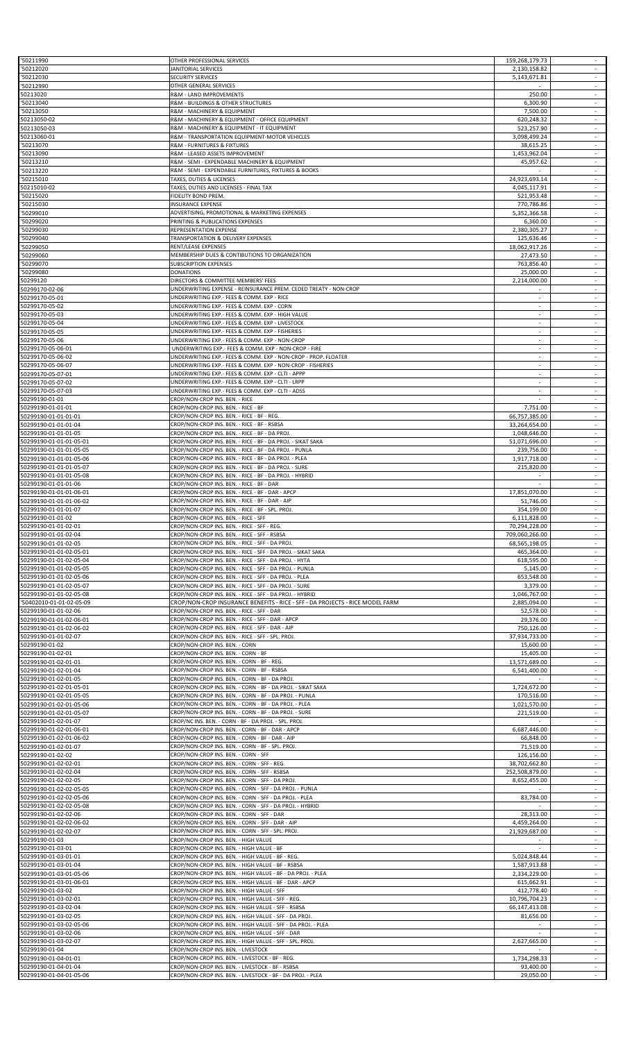| | | | |
|---|---|---|---|
| '50211990 | OTHER PROFESSIONAL SERVICES | 159,268,179.73 | - |
| '50212020 | JANITORIAL SERVICES | 2,130,158.82 | - |
| '50212030 | SECURITY SERVICES | 5,143,671.81 | - |
| '50212990 | OTHER GENERAL SERVICES | - | - |
| 50213020 | R&M - LAND IMPROVEMENTS | 250.00 | - |
| '50213040 | R&M - BUILDINGS & OTHER STRUCTURES | 6,300.90 | - |
| '50213050 | R&M - MACHINERY & EQUIPMENT | 7,500.00 | - |
| 50213050-02 | R&M - MACHINERY & EQUIPMENT - OFFICE EQUIPMENT | 620,248.32 | - |
| 50213050-03 | R&M - MACHINERY & EQUIPMENT - IT EQUIPMENT | 523,257.90 | - |
| 50213060-01 | R&M - TRANSPORTATION EQUIPMENT-MOTOR VEHICLES | 3,098,499.24 | - |
| '50213070 | R&M - FURNITURES & FIXTURES | 38,615.25 | - |
| '50213090 | R&M - LEASED ASSETS IMPROVEMENT | 1,453,962.04 | - |
| '50213210 | R&M - SEMI - EXPENDABLE MACHINERY & EQUIPMENT | 45,957.62 | - |
| '50213220 | R&M - SEMI - EXPENDABLE FURNITURES, FIXTURES & BOOKS | - | - |
| '50215010 | TAXES, DUTIES & LICENSES | 24,923,693.14 | - |
| 50215010-02 | TAXES, DUTIES AND LICENSES - FINAL TAX | 4,045,117.91 | - |
| '50215020 | FIDELITY BOND PREM. | 521,953.48 | - |
| '50215030 | INSURANCE EXPENSE | 770,786.86 | - |
| '50299010 | ADVERTISING, PROMOTIONAL & MARKETING EXPENSES | 5,352,366.58 | - |
| '50299020 | PRINTING & PUBLICATIONS EXPENSES | 6,360.00 | - |
| '50299030 | REPRESENTATION EXPENSE | 2,380,305.27 | - |
| '50299040 | TRANSPORTATION & DELIVERY EXPENSES | 125,636.46 | - |
| '50299050 | RENT/LEASE EXPENSES | 18,062,917.26 | - |
| '50299060 | MEMBERSHIP DUES & CONTIBUTIONS TO ORGANIZATION | 27,473.50 | - |
| '50299070 | SUBSCRIPTION EXPENSES | 763,856.40 | - |
| '50299080 | DONATIONS | 25,000.00 | - |
| 50299120 | DIRECTORS & COMMITTEE MEMBERS' FEES | 2,214,000.00 | - |
| 50299170-02-06 | UNDERWRITING EXPENSE - REINSURANCE PREM. CEDED TREATY - NON-CROP | - | - |
| 50299170-05-01 | UNDERWRITING EXP.- FEES & COMM. EXP - RICE | - | - |
| 50299170-05-02 | UNDERWRITING EXP.- FEES & COMM. EXP - CORN | - | - |
| 50299170-05-03 | UNDERWRITING EXP.- FEES & COMM. EXP - HIGH VALUE | - | - |
| 50299170-05-04 | UNDERWRITING EXP.- FEES & COMM. EXP - LIVESTOCK | - | - |
| 50299170-05-05 | UNDERWRITING EXP.- FEES & COMM. EXP - FISHERIES | - | - |
| 50299170-05-06 | UNDERWRITING EXP.- FEES & COMM. EXP - NON-CROP | - | - |
| 50299170-05-06-01 | UNDERWRITING EXP.- FEES & COMM. EXP - NON-CROP - FIRE | - | - |
| 50299170-05-06-02 | UNDERWRITING EXP.- FEES & COMM. EXP - NON-CROP - PROP. FLOATER | - | - |
| 50299170-05-06-07 | UNDERWRITING EXP.- FEES & COMM. EXP - NON-CROP - FISHERIES | - | - |
| 50299170-05-07-01 | UNDERWRITING EXP.- FEES & COMM. EXP - CLTI - APPP | - | - |
| 50299170-05-07-02 | UNDERWRITING EXP.- FEES & COMM. EXP - CLTI - LRPP | - | - |
| 50299170-05-07-03 | UNDERWRITING EXP.- FEES & COMM. EXP - CLTI - ADSS | - | - |
| 50299190-01-01 | CROP/NON-CROP INS. BEN. - RICE | - | - |
| 50299190-01-01-01 | CROP/NON-CROP INS. BEN. - RICE - BF | 7,751.00 | - |
| 50299190-01-01-01 | CROP/NON-CROP INS. BEN. - RICE - BF - REG. | 66,757,385.00 | - |
| 50299190-01-01-04 | CROP/NON-CROP INS. BEN. - RICE - BF - RSBSA | 33,264,654.00 | - |
| 50299190-01-01-05 | CROP/NON-CROP INS. BEN. - RICE - BF - DA PROJ. | 1,048,646.00 | - |
| 50299190-01-01-05-01 | CROP/NON-CROP INS. BEN. - RICE - BF - DA PROJ. - SIKAT SAKA | 51,071,696.00 | - |
| 50299190-01-01-05-05 | CROP/NON-CROP INS. BEN. - RICE - BF - DA PROJ. - PUNLA | 239,756.00 | - |
| 50299190-01-01-05-06 | CROP/NON-CROP INS. BEN. - RICE - BF - DA PROJ. - PLEA | 1,917,718.00 | - |
| 50299190-01-01-05-07 | CROP/NON-CROP INS. BEN. - RICE - BF - DA PROJ. - SURE | 215,820.00 | - |
| 50299190-01-01-05-08 | CROP/NON-CROP INS. BEN. - RICE - BF - DA PROJ. - HYBRID | - | - |
| 50299190-01-01-06 | CROP/NON-CROP INS. BEN. - RICE - BF - DAR | - | - |
| 50299190-01-01-06-01 | CROP/NON-CROP INS. BEN. - RICE - BF - DAR - APCP | 17,851,070.00 | - |
| 50299190-01-01-06-02 | CROP/NON-CROP INS. BEN. - RICE - BF - DAR - AIP | 51,746.00 | - |
| 50299190-01-01-07 | CROP/NON-CROP INS. BEN. - RICE - BF - SPL. PROJ. | 354,199.00 | - |
| 50299190-01-02 | CROP/NON-CROP INS. BEN. - RICE - SFF | 6,111,828.00 | - |
| 50299190-01-02-01 | CROP/NON-CROP INS. BEN. - RICE - SFF - REG. | 70,294,228.00 | - |
| 50299190-01-02-04 | CROP/NON-CROP INS. BEN. - RICE - SFF - RSBSA | 709,060,266.00 | - |
| 50299190-01-02-05 | CROP/NON-CROP INS. BEN. - RICE - SFF - DA PROJ. | 68,565,198.05 | - |
| 50299190-01-02-05-01 | CROP/NON-CROP INS. BEN. - RICE - SFF - DA PROJ. - SIKAT SAKA | 465,364.00 | - |
| 50299190-01-02-05-04 | CROP/NON-CROP INS. BEN. - RICE - SFF - DA PROJ. - HYTA | 618,595.00 | - |
| 50299190-01-02-05-05 | CROP/NON-CROP INS. BEN. - RICE - SFF - DA PROJ. - PUNLA | 5,145.00 | - |
| 50299190-01-02-05-06 | CROP/NON-CROP INS. BEN. - RICE - SFF - DA PROJ. - PLEA | 653,548.00 | - |
| 50299190-01-02-05-07 | CROP/NON-CROP INS. BEN. - RICE - SFF - DA PROJ. - SURE | 3,379.00 | - |
| 50299190-01-02-05-08 | CROP/NON-CROP INS. BEN. - RICE - SFF - DA PROJ. - HYBRID | 1,046,767.00 | - |
| '50402010-01-02-05-09 | CROP/NON-CROP INSURANCE BENEFITS - RICE - SFF - DA PROJECTS - RICE MODEL FARM | 2,885,094.00 | - |
| 50299190-01-02-06 | CROP/NON-CROP INS. BEN. - RICE - SFF - DAR | 52,578.00 | - |
| 50299190-01-02-06-01 | CROP/NON-CROP INS. BEN. - RICE - SFF - DAR - APCP | 29,376.00 | - |
| 50299190-01-02-06-02 | CROP/NON-CROP INS. BEN. - RICE - SFF - DAR - AIP | 750,126.00 | - |
| 50299190-01-02-07 | CROP/NON-CROP INS. BEN. - RICE - SFF - SPL. PROJ. | 37,934,733.00 | - |
| 50299190-01-02 | CROP/NON-CROP INS. BEN. - CORN | 15,600.00 | - |
| 50299190-01-02-01 | CROP/NON-CROP INS. BEN. - CORN - BF | 15,405.00 | - |
| 50299190-01-02-01-01 | CROP/NON-CROP INS. BEN. - CORN - BF - REG. | 13,571,689.00 | - |
| 50299190-01-02-01-04 | CROP/NON-CROP INS. BEN. - CORN - BF - RSBSA | 6,541,400.00 | - |
| 50299190-01-02-01-05 | CROP/NON-CROP INS. BEN. - CORN - BF - DA PROJ. | - | - |
| 50299190-01-02-01-05-01 | CROP/NON-CROP INS. BEN. - CORN - BF - DA PROJ. - SIKAT SAKA | 1,724,672.00 | - |
| 50299190-01-02-01-05-05 | CROP/NON-CROP INS. BEN. - CORN - BF - DA PROJ. - PUNLA | 170,516.00 | - |
| 50299190-01-02-01-05-06 | CROP/NON-CROP INS. BEN. - CORN - BF - DA PROJ. - PLEA | 1,021,570.00 | - |
| 50299190-01-02-01-05-07 | CROP/NON-CROP INS. BEN. - CORN - BF - DA PROJ. - SURE | 221,519.00 | - |
| 50299190-01-02-01-07 | CROP/NC INS. BEN. - CORN - BF - DA PROJ. - SPL. PROJ. | - | - |
| 50299190-01-02-01-06-01 | CROP/NON-CROP INS. BEN. - CORN - BF - DAR - APCP | 6,687,446.00 | - |
| 50299190-01-02-01-06-02 | CROP/NON-CROP INS. BEN. - CORN - BF - DAR - AIP | 66,848.00 | - |
| 50299190-01-02-01-07 | CROP/NON-CROP INS. BEN. - CORN - BF - SPL. PROJ. | 71,519.00 | - |
| 50299190-01-02-02 | CROP/NON-CROP INS. BEN. - CORN - SFF | 126,156.00 | - |
| 50299190-01-02-02-01 | CROP/NON-CROP INS. BEN. - CORN - SFF - REG. | 38,702,662.80 | - |
| 50299190-01-02-02-04 | CROP/NON-CROP INS. BEN. - CORN - SFF - RSBSA | 252,508,879.00 | - |
| 50299190-01-02-02-05 | CROP/NON-CROP INS. BEN. - CORN - SFF - DA PROJ. | 8,652,455.00 | - |
| 50299190-01-02-02-05-05 | CROP/NON-CROP INS. BEN. - CORN - SFF - DA PROJ. - PUNLA | - | - |
| 50299190-01-02-02-05-06 | CROP/NON-CROP INS. BEN. - CORN - SFF - DA PROJ. - PLEA | 83,784.00 | - |
| 50299190-01-02-02-05-08 | CROP/NON-CROP INS. BEN. - CORN - SFF - DA PROJ. - HYBRID | - | - |
| 50299190-01-02-02-06 | CROP/NON-CROP INS. BEN. - CORN - SFF - DAR | 28,313.00 | - |
| 50299190-01-02-02-06-02 | CROP/NON-CROP INS. BEN. - CORN - SFF - DAR - AIP | 4,459,264.00 | - |
| 50299190-01-02-02-07 | CROP/NON-CROP INS. BEN. - CORN - SFF - SPL. PROJ. | 21,929,687.00 | - |
| 50299190-01-03 | CROP/NON-CROP INS. BEN. - HIGH VALUE | - | - |
| 50299190-01-03-01 | CROP/NON-CROP INS. BEN. - HIGH VALUE - BF | - | - |
| 50299190-01-03-01-01 | CROP/NON-CROP INS. BEN. - HIGH VALUE - BF - REG. | 5,024,848.44 | - |
| 50299190-01-03-01-04 | CROP/NON-CROP INS. BEN. - HIGH VALUE - BF - RSBSA | 1,587,913.88 | - |
| 50299190-01-03-01-05-06 | CROP/NON-CROP INS. BEN. - HIGH VALUE - BF - DA PROJ. - PLEA | 2,334,229.00 | - |
| 50299190-01-03-01-06-01 | CROP/NON-CROP INS. BEN. - HIGH VALUE - BF - DAR - APCP | 615,662.91 | - |
| 50299190-01-03-02 | CROP/NON-CROP INS. BEN. - HIGH VALUE - SFF | 412,778.40 | - |
| 50299190-01-03-02-01 | CROP/NON-CROP INS. BEN. - HIGH VALUE - SFF - REG. | 10,796,704.23 | - |
| 50299190-01-03-02-04 | CROP/NON-CROP INS. BEN. - HIGH VALUE - SFF - RSBSA | 66,147,413.08 | - |
| 50299190-01-03-02-05 | CROP/NON-CROP INS. BEN. - HIGH VALUE - SFF - DA PROJ. | 81,656.00 | - |
| 50299190-01-03-02-05-06 | CROP/NON-CROP INS. BEN. - HIGH VALUE - SFF - DA PROJ. - PLEA | - | - |
| 50299190-01-03-02-06 | CROP/NON-CROP INS. BEN. - HIGH VALUE - SFF - DAR | - | - |
| 50299190-01-03-02-07 | CROP/NON-CROP INS. BEN. - HIGH VALUE - SFF - SPL. PROJ. | 2,627,665.00 | - |
| 50299190-01-04 | CROP/NON-CROP INS. BEN. - LIVESTOCK | - | - |
| 50299190-01-04-01-01 | CROP/NON-CROP INS. BEN. - LIVESTOCK - BF - REG. | 1,734,298.33 | - |
| 50299190-01-04-01-04 | CROP/NON-CROP INS. BEN. - LIVESTOCK - BF - RSBSA | 93,400.00 | - |
| 50299190-01-04-01-05-06 | CROP/NON-CROP INS. BEN. - LIVESTOCK - BF - DA PROJ. - PLEA | 29,050.00 | - |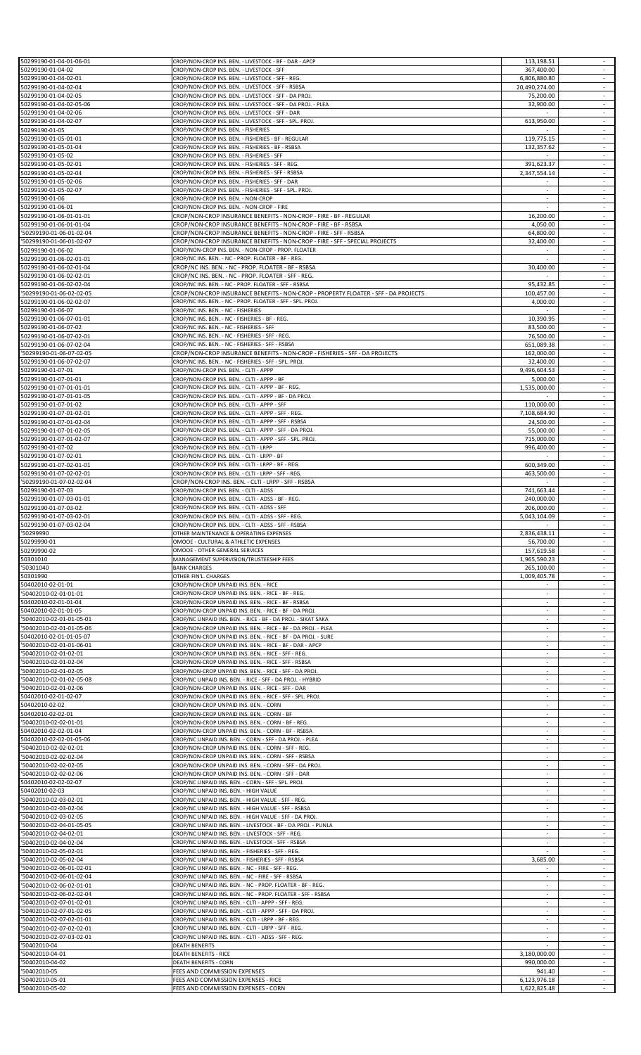| | | | |
|---|---|---|---|
| 50299190-01-04-01-06-01 | CROP/NON-CROP INS. BEN. - LIVESTOCK - BF - DAR - APCP | 113,198.51 | - |
| 50299190-01-04-02 | CROP/NON-CROP INS. BEN. - LIVESTOCK - SFF | 367,400.00 | - |
| 50299190-01-04-02-01 | CROP/NON-CROP INS. BEN. - LIVESTOCK - SFF - REG. | 6,806,880.80 | - |
| 50299190-01-04-02-04 | CROP/NON-CROP INS. BEN. - LIVESTOCK - SFF - RSBSA | 20,490,274.00 | - |
| 50299190-01-04-02-05 | CROP/NON-CROP INS. BEN. - LIVESTOCK - SFF - DA PROJ. | 75,200.00 | - |
| 50299190-01-04-02-05-06 | CROP/NON-CROP INS. BEN. - LIVESTOCK - SFF - DA PROJ. - PLEA | 32,900.00 | - |
| 50299190-01-04-02-06 | CROP/NON-CROP INS. BEN. - LIVESTOCK - SFF - DAR | - | - |
| 50299190-01-04-02-07 | CROP/NON-CROP INS. BEN. - LIVESTOCK - SFF - SPL. PROJ. | 613,950.00 | - |
| 50299190-01-05 | CROP/NON-CROP INS. BEN. - FISHERIES | - | - |
| 50299190-01-05-01-01 | CROP/NON-CROP INS. BEN. - FISHERIES - BF - REGULAR | 119,775.15 | - |
| 50299190-01-05-01-04 | CROP/NON-CROP INS. BEN. - FISHERIES - BF - RSBSA | 132,357.62 | - |
| 50299190-01-05-02 | CROP/NON-CROP INS. BEN. - FISHERIES - SFF | - | - |
| 50299190-01-05-02-01 | CROP/NON-CROP INS. BEN. - FISHERIES - SFF - REG. | 391,623.37 | - |
| 50299190-01-05-02-04 | CROP/NON-CROP INS. BEN. - FISHERIES - SFF - RSBSA | 2,347,554.14 | - |
| 50299190-01-05-02-06 | CROP/NON-CROP INS. BEN. - FISHERIES - SFF - DAR | - | - |
| 50299190-01-05-02-07 | CROP/NON-CROP INS. BEN. - FISHERIES - SFF - SPL. PROJ. | - | - |
| 50299190-01-06 | CROP/NON-CROP INS. BEN. - NON-CROP | - | - |
| 50299190-01-06-01 | CROP/NON-CROP INS. BEN. - NON-CROP - FIRE | - | - |
| 50299190-01-06-01-01-01 | CROP/NON-CROP INSURANCE BENEFITS - NON-CROP - FIRE - BF - REGULAR | 16,200.00 | - |
| 50299190-01-06-01-01-04 | CROP/NON-CROP INSURANCE BENEFITS - NON-CROP - FIRE - BF - RSBSA | 4,050.00 | - |
| '50299190-01-06-01-02-04 | CROP/NON-CROP INSURANCE BENEFITS - NON-CROP - FIRE - SFF - RSBSA | 64,800.00 | - |
| '50299190-01-06-01-02-07 | CROP/NON-CROP INSURANCE BENEFITS - NON-CROP - FIRE - SFF - SPECIAL PROJECTS | 32,400.00 | - |
| 50299190-01-06-02 | CROP/NON-CROP INS. BEN. - NON-CROP - PROP. FLOATER | - | - |
| 50299190-01-06-02-01-01 | CROP/NC INS. BEN. - NC - PROP. FLOATER - BF - REG. | - | - |
| 50299190-01-06-02-01-04 | CROP/NC INS. BEN. - NC - PROP. FLOATER - BF - RSBSA | 30,400.00 | - |
| 50299190-01-06-02-02-01 | CROP/NC INS. BEN. - NC - PROP. FLOATER - SFF - REG. | - | - |
| 50299190-01-06-02-02-04 | CROP/NC INS. BEN. - NC - PROP. FLOATER - SFF - RSBSA | 95,432.85 | - |
| '50299190-01-06-02-02-05 | CROP/NON-CROP INSURANCE BENEFITS - NON-CROP - PROPERTY FLOATER - SFF - DA PROJECTS | 100,457.00 | - |
| 50299190-01-06-02-02-07 | CROP/NC INS. BEN. - NC - PROP. FLOATER - SFF - SPL. PROJ. | 4,000.00 | - |
| 50299190-01-06-07 | CROP/NC INS. BEN. - NC - FISHERIES | - | - |
| 50299190-01-06-07-01-01 | CROP/NC INS. BEN. - NC - FISHERIES - BF - REG. | 10,390.95 | - |
| 50299190-01-06-07-02 | CROP/NC INS. BEN. - NC - FISHERIES - SFF | 83,500.00 | - |
| 50299190-01-06-07-02-01 | CROP/NC INS. BEN. - NC - FISHERIES - SFF - REG. | 76,500.00 | - |
| 50299190-01-06-07-02-04 | CROP/NC INS. BEN. - NC - FISHERIES - SFF - RSBSA | 651,089.38 | - |
| '50299190-01-06-07-02-05 | CROP/NON-CROP INSURANCE BENEFITS - NON-CROP - FISHERIES - SFF - DA PROJECTS | 162,000.00 | - |
| 50299190-01-06-07-02-07 | CROP/NC INS. BEN. - NC - FISHERIES - SFF - SPL. PROJ. | 32,400.00 | - |
| 50299190-01-07-01 | CROP/NON-CROP INS. BEN. - CLTI - APPP | 9,496,604.53 | - |
| 50299190-01-07-01-01 | CROP/NON-CROP INS. BEN. - CLTI - APPP - BF | 5,000.00 | - |
| 50299190-01-07-01-01-01 | CROP/NON-CROP INS. BEN. - CLTI - APPP - BF - REG. | 1,535,000.00 | - |
| 50299190-01-07-01-01-05 | CROP/NON-CROP INS. BEN. - CLTI - APPP - BF - DA PROJ. | - | - |
| 50299190-01-07-01-02 | CROP/NON-CROP INS. BEN. - CLTI - APPP - SFF | 110,000.00 | - |
| 50299190-01-07-01-02-01 | CROP/NON-CROP INS. BEN. - CLTI - APPP - SFF - REG. | 7,108,684.90 | - |
| 50299190-01-07-01-02-04 | CROP/NON-CROP INS. BEN. - CLTI - APPP - SFF - RSBSA | 24,500.00 | - |
| 50299190-01-07-01-02-05 | CROP/NON-CROP INS. BEN. - CLTI - APPP - SFF - DA PROJ. | 55,000.00 | - |
| 50299190-01-07-01-02-07 | CROP/NON-CROP INS. BEN. - CLTI - APPP - SFF - SPL. PROJ. | 715,000.00 | - |
| 50299190-01-07-02 | CROP/NON-CROP INS. BEN. - CLTI - LRPP | 996,400.00 | - |
| 50299190-01-07-02-01 | CROP/NON-CROP INS. BEN. - CLTI - LRPP - BF | - | - |
| 50299190-01-07-02-01-01 | CROP/NON-CROP INS. BEN. - CLTI - LRPP - BF - REG. | 600,349.00 | - |
| 50299190-01-07-02-02-01 | CROP/NON-CROP INS. BEN. - CLTI - LRPP - SFF - REG. | 463,500.00 | - |
| '50299190-01-07-02-02-04 | CROP/NON-CROP INS. BEN. - CLTI - LRPP - SFF - RSBSA | - | - |
| 50299190-01-07-03 | CROP/NON-CROP INS. BEN. - CLTI - ADSS | 741,663.44 | - |
| 50299190-01-07-03-01-01 | CROP/NON-CROP INS. BEN. - CLTI - ADSS - BF - REG. | 240,000.00 | - |
| 50299190-01-07-03-02 | CROP/NON-CROP INS. BEN. - CLTI - ADSS - SFF | 206,000.00 | - |
| 50299190-01-07-03-02-01 | CROP/NON-CROP INS. BEN. - CLTI - ADSS - SFF - REG. | 5,043,104.09 | - |
| 50299190-01-07-03-02-04 | CROP/NON-CROP INS. BEN. - CLTI - ADSS - SFF - RSBSA | - | - |
| '50299990 | OTHER MAINTENANCE & OPERATING EXPENSES | 2,836,438.11 | - |
| 50299990-01 | OMOOE - CULTURAL & ATHLETIC EXPENSES | 56,700.00 | - |
| 50299990-02 | OMOOE - OTHER GENERAL SERVICES | 157,619.58 | - |
| 50301010 | MANAGEMENT SUPERVISION/TRUSTEESHIP FEES | 1,965,590.23 | - |
| '50301040 | BANK CHARGES | 265,100.00 | - |
| 50301990 | OTHER FIN'L. CHARGES | 1,009,405.78 | - |
| 50402010-02-01-01 | CROP/NON-CROP UNPAID INS. BEN. - RICE | - | - |
| '50402010-02-01-01-01 | CROP/NON-CROP UNPAID INS. BEN. - RICE - BF - REG. | - | - |
| 50402010-02-01-01-04 | CROP/NON-CROP UNPAID INS. BEN. - RICE - BF - RSBSA | - | - |
| 50402010-02-01-01-05 | CROP/NON-CROP UNPAID INS. BEN. - RICE - BF - DA PROJ. | - | - |
| '50402010-02-01-01-05-01 | CROP/NC UNPAID INS. BEN. - RICE - BF - DA PROJ. - SIKAT SAKA | - | - |
| '50402010-02-01-01-05-06 | CROP/NON-CROP UNPAID INS. BEN. - RICE - BF - DA PROJ. - PLEA | - | - |
| 50402010-02-01-01-05-07 | CROP/NON-CROP UNPAID INS. BEN. - RICE - BF - DA PROJ. - SURE | - | - |
| '50402010-02-01-01-06-01 | CROP/NON-CROP UNPAID INS. BEN. - RICE - BF - DAR - APCP | - | - |
| '50402010-02-01-02-01 | CROP/NON-CROP UNPAID INS. BEN. - RICE - SFF - REG. | - | - |
| '50402010-02-01-02-04 | CROP/NON-CROP UNPAID INS. BEN. - RICE - SFF - RSBSA | - | - |
| '50402010-02-01-02-05 | CROP/NON-CROP UNPAID INS. BEN. - RICE - SFF - DA PROJ. | - | - |
| '50402010-02-01-02-05-08 | CROP/NC UNPAID INS. BEN. - RICE - SFF - DA PROJ. - HYBRID | - | - |
| '50402010-02-01-02-06 | CROP/NON-CROP UNPAID INS. BEN. - RICE - SFF - DAR | - | - |
| 50402010-02-01-02-07 | CROP/NON-CROP UNPAID INS. BEN. - RICE - SFF - SPL. PROJ. | - | - |
| 50402010-02-02 | CROP/NON-CROP UNPAID INS. BEN. - CORN | - | - |
| 50402010-02-02-01 | CROP/NON-CROP UNPAID INS. BEN. - CORN - BF | - | - |
| '50402010-02-02-01-01 | CROP/NON-CROP UNPAID INS. BEN. - CORN - BF - REG. | - | - |
| 50402010-02-02-01-04 | CROP/NON-CROP UNPAID INS. BEN. - CORN - BF - RSBSA | - | - |
| 50402010-02-02-01-05-06 | CROP/NC UNPAID INS. BEN. - CORN - SFF - DA PROJ. - PLEA | - | - |
| '50402010-02-02-02-01 | CROP/NON-CROP UNPAID INS. BEN. - CORN - SFF - REG. | - | - |
| '50402010-02-02-02-04 | CROP/NON-CROP UNPAID INS. BEN. - CORN - SFF - RSBSA | - | - |
| '50402010-02-02-02-05 | CROP/NON-CROP UNPAID INS. BEN. - CORN - SFF - DA PROJ. | - | - |
| '50402010-02-02-02-06 | CROP/NON-CROP UNPAID INS. BEN. - CORN - SFF - DAR | - | - |
| 50402010-02-02-02-07 | CROP/NC UNPAID INS. BEN. - CORN - SFF - SPL. PROJ. | - | - |
| 50402010-02-03 | CROP/NC UNPAID INS. BEN. - HIGH VALUE | - | - |
| '50402010-02-03-02-01 | CROP/NC UNPAID INS. BEN. - HIGH VALUE - SFF - REG. | - | - |
| '50402010-02-03-02-04 | CROP/NC UNPAID INS. BEN. - HIGH VALUE - SFF - RSBSA | - | - |
| '50402010-02-03-02-05 | CROP/NC UNPAID INS. BEN. - HIGH VALUE - SFF - DA PROJ. | - | - |
| '50402010-02-04-01-05-05 | CROP/NC UNPAID INS. BEN. - LIVESTOCK - BF - DA PROJ. - PUNLA | - | - |
| '50402010-02-04-02-01 | CROP/NC UNPAID INS. BEN. - LIVESTOCK - SFF - REG. | - | - |
| '50402010-02-04-02-04 | CROP/NC UNPAID INS. BEN. - LIVESTOCK - SFF - RSBSA | - | - |
| '50402010-02-05-02-01 | CROP/NC UNPAID INS. BEN. - FISHERIES - SFF - REG. | - | - |
| '50402010-02-05-02-04 | CROP/NC UNPAID INS. BEN. - FISHERIES - SFF - RSBSA | 3,685.00 | - |
| '50402010-02-06-01-02-01 | CROP/NC UNPAID INS. BEN. - NC - FIRE - SFF - REG. | - | - |
| '50402010-02-06-01-02-04 | CROP/NC UNPAID INS. BEN. - NC - FIRE - SFF - RSBSA | - | - |
| '50402010-02-06-02-01-01 | CROP/NC UNPAID INS. BEN. - NC - PROP. FLOATER - BF - REG. | - | - |
| '50402010-02-06-02-02-04 | CROP/NC UNPAID INS. BEN. - NC - PROP. FLOATER - SFF - RSBSA | - | - |
| '50402010-02-07-01-02-01 | CROP/NC UNPAID INS. BEN. - CLTI - APPP - SFF - REG. | - | - |
| '50402010-02-07-01-02-05 | CROP/NC UNPAID INS. BEN. - CLTI - APPP - SFF - DA PROJ. | - | - |
| '50402010-02-07-02-01-01 | CROP/NC UNPAID INS. BEN. - CLTI - LRPP - BF - REG. | - | - |
| '50402010-02-07-02-02-01 | CROP/NC UNPAID INS. BEN. - CLTI - LRPP - SFF - REG. | - | - |
| '50402010-02-07-03-02-01 | CROP/NC UNPAID INS. BEN. - CLTI - ADSS - SFF - REG. | - | - |
| '50402010-04 | DEATH BENEFITS | - | - |
| '50402010-04-01 | DEATH BENEFITS - RICE | 3,180,000.00 | - |
| '50402010-04-02 | DEATH BENEFITS - CORN | 990,000.00 | - |
| '50402010-05 | FEES AND COMMISSION EXPENSES | 941.40 | - |
| '50402010-05-01 | FEES AND COMMISSION EXPENSES - RICE | 6,123,976.18 | - |
| '50402010-05-02 | FEES AND COMMISSION EXPENSES - CORN | 1,622,825.48 | - |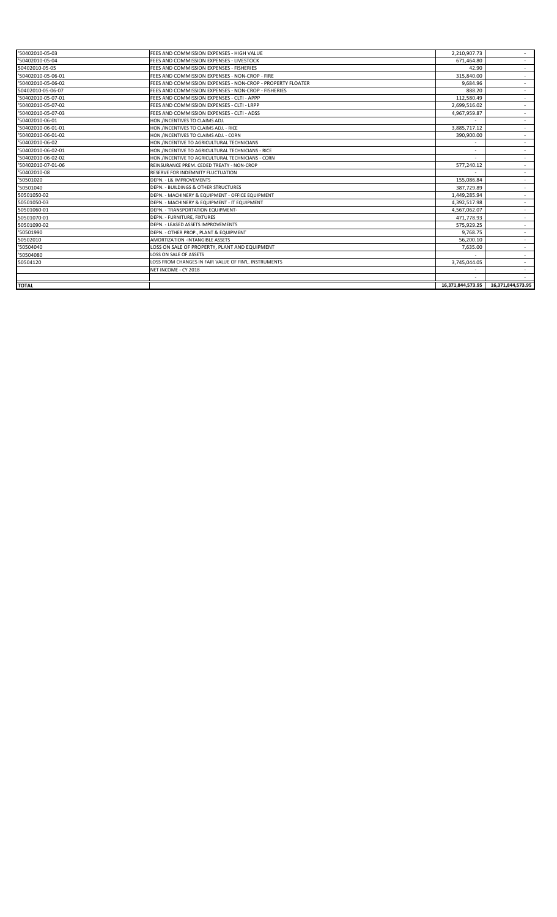| | | | |
|---|---|---|---|
| '50402010-05-03 | FEES AND COMMISSION EXPENSES - HIGH VALUE | 2,210,907.73 | - |
| '50402010-05-04 | FEES AND COMMISSION EXPENSES - LIVESTOCK | 671,464.80 | - |
| 50402010-05-05 | FEES AND COMMISSION EXPENSES - FISHERIES | 42.90 | - |
| '50402010-05-06-01 | FEES AND COMMISSION EXPENSES - NON-CROP - FIRE | 315,840.00 | - |
| '50402010-05-06-02 | FEES AND COMMISSION EXPENSES - NON-CROP - PROPERTY FLOATER | 9,684.96 | - |
| 50402010-05-06-07 | FEES AND COMMISSION EXPENSES - NON-CROP - FISHERIES | 888.20 | - |
| '50402010-05-07-01 | FEES AND COMMISSION EXPENSES - CLTI - APPP | 112,580.49 | - |
| '50402010-05-07-02 | FEES AND COMMISSION EXPENSES - CLTI - LRPP | 2,699,516.02 | - |
| '50402010-05-07-03 | FEES AND COMMISSION EXPENSES - CLTI - ADSS | 4,967,959.87 | - |
| '50402010-06-01 | HON./INCENTIVES TO CLAIMS ADJ. | - | - |
| '50402010-06-01-01 | HON./INCENTIVES TO CLAIMS ADJ. - RICE | 3,885,717.12 | - |
| '50402010-06-01-02 | HON./INCENTIVES TO CLAIMS ADJ. - CORN | 390,900.00 | - |
| '50402010-06-02 | HON./INCENTIVE TO AGRICULTURAL TECHNICIANS | - | - |
| '50402010-06-02-01 | HON./INCENTIVE TO AGRICULTURAL TECHNICIANS - RICE | - | - |
| '50402010-06-02-02 | HON./INCENTIVE TO AGRICULTURAL TECHNICIANS - CORN | - | - |
| '50402010-07-01-06 | REINSURANCE PREM. CEDED TREATY - NON-CROP | 577,240.12 | - |
| '50402010-08 | RESERVE FOR INDEMNITY FLUCTUATION | - | - |
| '50501020 | DEPN. - L& IMPROVEMENTS | 155,086.84 | - |
| '50501040 | DEPN. - BUILDINGS & OTHER STRUCTURES | 387,729.89 | - |
| 50501050-02 | DEPN. - MACHINERY & EQUIPMENT - OFFICE EQUIPMENT | 1,449,285.94 | - |
| 50501050-03 | DEPN. - MACHINERY & EQUIPMENT - IT EQUIPMENT | 4,392,517.98 | - |
| 50501060-01 | DEPN. - TRANSPORTATION EQUIPMENT- | 4,567,062.07 | - |
| 50501070-01 | DEPN. - FURNITURE, FIXTURES | 471,778.93 | - |
| 50501090-02 | DEPN. - LEASED ASSETS IMPROVEMENTS | 575,929.25 | - |
| '50501990 | DEPN. - OTHER PROP., PLANT & EQUIPMENT | 9,768.75 | - |
| 50502010 | AMORTIZATION -INTANGIBLE ASSETS | 56,200.10 | - |
| '50504040 | LOSS ON SALE OF PROPERTY, PLANT AND EQUIPMENT | 7,635.00 | - |
| '50504080 | LOSS ON SALE OF ASSETS | - | - |
| 50504120 | LOSS FROM CHANGES IN FAIR VALUE OF FIN'L. INSTRUMENTS | 3,745,044.05 | - |
| | NET INCOME - CY 2018 | - | - |
| | | - | - |
| **TOTAL** | | **16,371,844,573.95** | **16,371,844,573.95** |